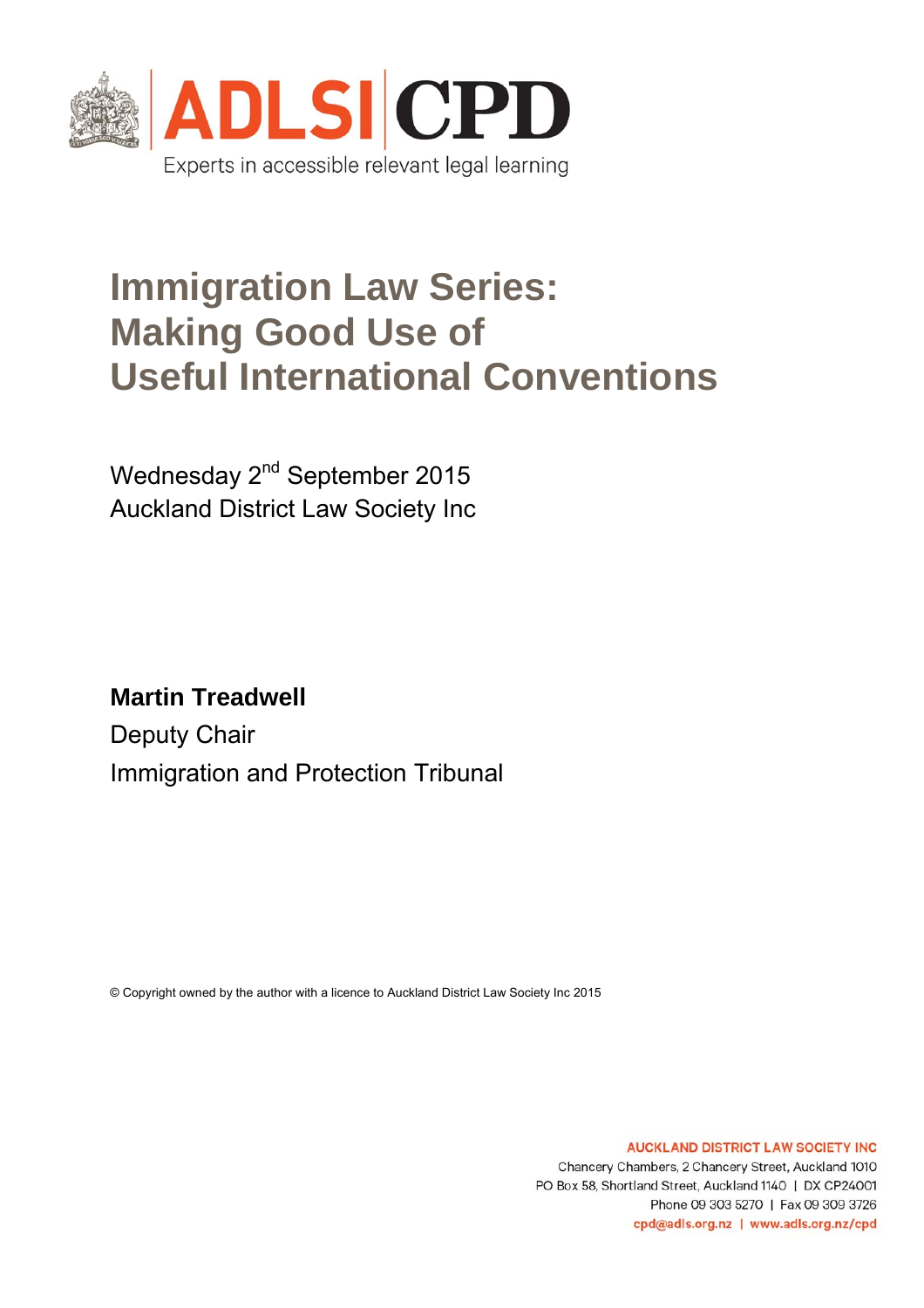ADLSI | CPD

Experts in accessible relevant legal learning

# Immigration Law Series: Making Good Use of Useful International Conventions

Wednesday 2nd September 2015
Auckland District Law Society Inc

**Martin Treadwell**
Deputy Chair
Immigration and Protection Tribunal

© Copyright owned by the author with a licence to Auckland District Law Society Inc 2015

AUCKLAND DISTRICT LAW SOCIETY INC
Chancery Chambers, 2 Chancery Street, Auckland 1010
PO Box 58, Shortland Street, Auckland 1140 | DX CP24001
Phone 09 303 5270 | Fax 09 309 3726
cpd@adls.org.nz | www.adls.org.nz/cpd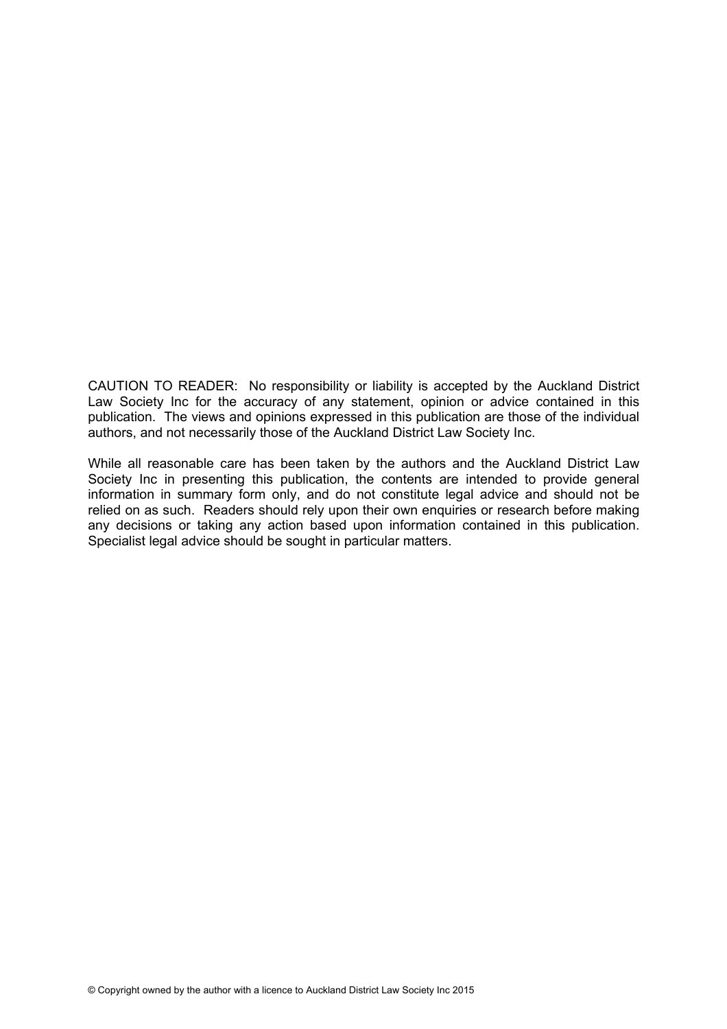CAUTION TO READER: No responsibility or liability is accepted by the Auckland District Law Society Inc for the accuracy of any statement, opinion or advice contained in this publication. The views and opinions expressed in this publication are those of the individual authors, and not necessarily those of the Auckland District Law Society Inc.

While all reasonable care has been taken by the authors and the Auckland District Law Society Inc in presenting this publication, the contents are intended to provide general information in summary form only, and do not constitute legal advice and should not be relied on as such. Readers should rely upon their own enquiries or research before making any decisions or taking any action based upon information contained in this publication. Specialist legal advice should be sought in particular matters.

© Copyright owned by the author with a licence to Auckland District Law Society Inc 2015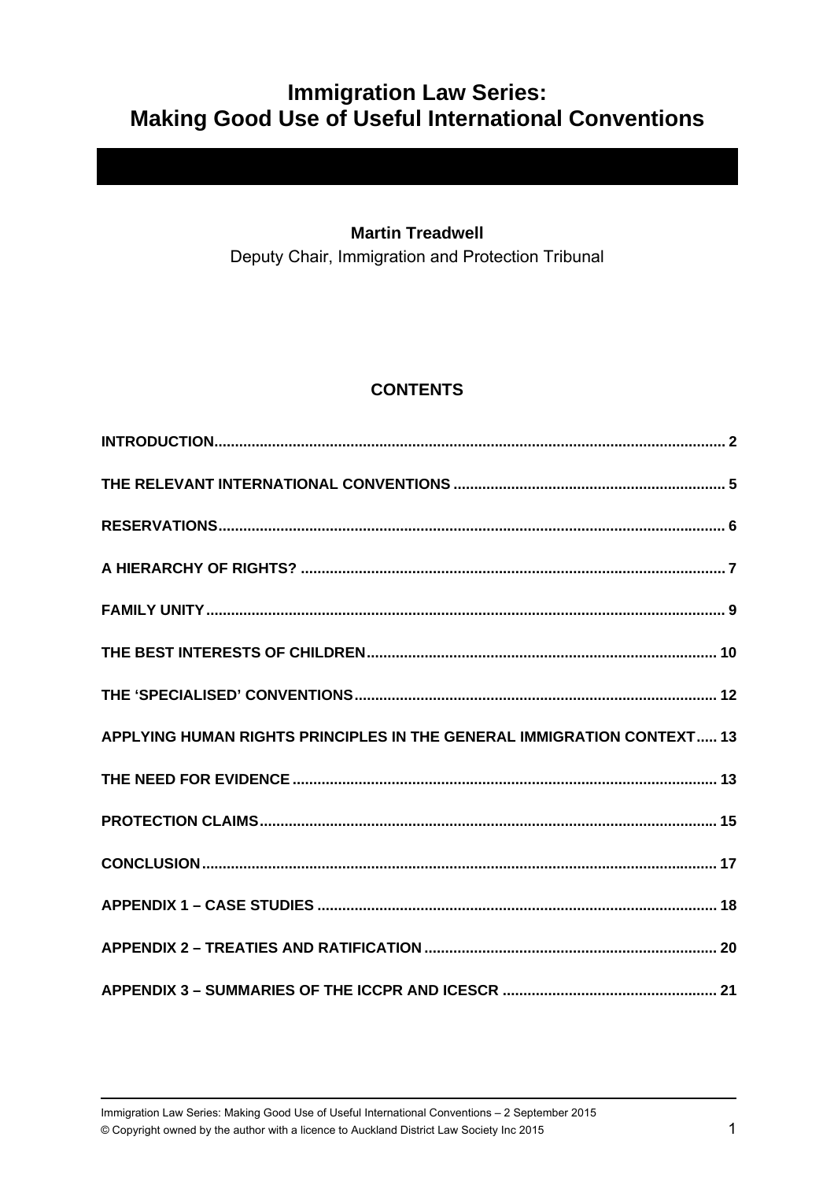# Immigration Law Series: Making Good Use of Useful International Conventions

**Martin Treadwell**

Deputy Chair, Immigration and Protection Tribunal

## CONTENTS

| | |
|---|---|
| INTRODUCTION | 2 |
| THE RELEVANT INTERNATIONAL CONVENTIONS | 5 |
| RESERVATIONS | 6 |
| A HIERARCHY OF RIGHTS? | 7 |
| FAMILY UNITY | 9 |
| THE BEST INTERESTS OF CHILDREN | 10 |
| THE 'SPECIALISED' CONVENTIONS | 12 |
| APPLYING HUMAN RIGHTS PRINCIPLES IN THE GENERAL IMMIGRATION CONTEXT | 13 |
| THE NEED FOR EVIDENCE | 13 |
| PROTECTION CLAIMS | 15 |
| CONCLUSION | 17 |
| APPENDIX 1 – CASE STUDIES | 18 |
| APPENDIX 2 – TREATIES AND RATIFICATION | 20 |
| APPENDIX 3 – SUMMARIES OF THE ICCPR AND ICESCR | 21 |

Immigration Law Series: Making Good Use of Useful International Conventions – 2 September 2015

© Copyright owned by the author with a licence to Auckland District Law Society Inc 2015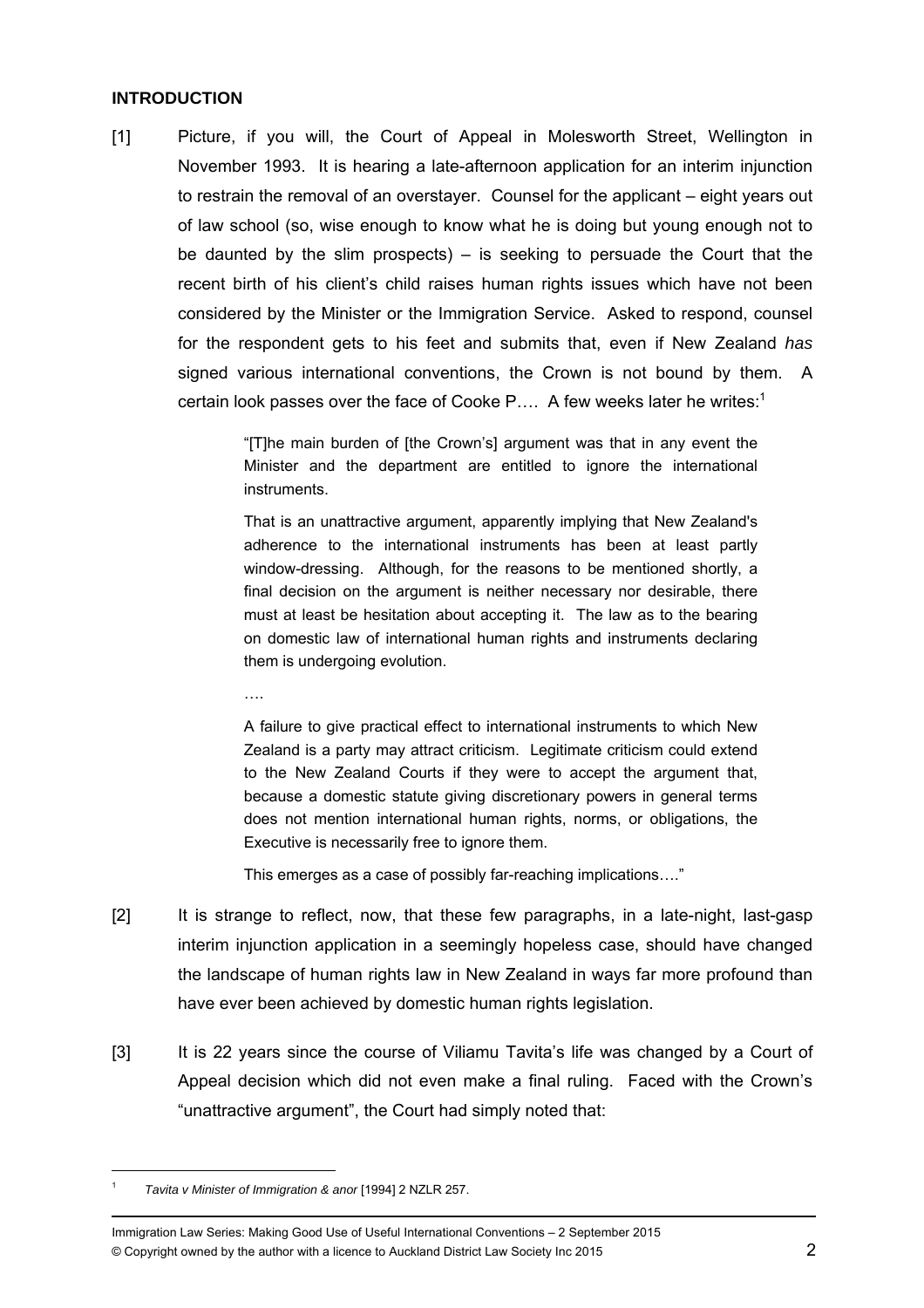## INTRODUCTION

[1] Picture, if you will, the Court of Appeal in Molesworth Street, Wellington in November 1993. It is hearing a late-afternoon application for an interim injunction to restrain the removal of an overstayer. Counsel for the applicant – eight years out of law school (so, wise enough to know what he is doing but young enough not to be daunted by the slim prospects) – is seeking to persuade the Court that the recent birth of his client's child raises human rights issues which have not been considered by the Minister or the Immigration Service. Asked to respond, counsel for the respondent gets to his feet and submits that, even if New Zealand *has* signed various international conventions, the Crown is not bound by them. A certain look passes over the face of Cooke P…. A few weeks later he writes:[1]

> "[T]he main burden of [the Crown's] argument was that in any event the Minister and the department are entitled to ignore the international instruments.
>
> That is an unattractive argument, apparently implying that New Zealand's adherence to the international instruments has been at least partly window-dressing. Although, for the reasons to be mentioned shortly, a final decision on the argument is neither necessary nor desirable, there must at least be hesitation about accepting it. The law as to the bearing on domestic law of international human rights and instruments declaring them is undergoing evolution.
>
> ….
>
> A failure to give practical effect to international instruments to which New Zealand is a party may attract criticism. Legitimate criticism could extend to the New Zealand Courts if they were to accept the argument that, because a domestic statute giving discretionary powers in general terms does not mention international human rights, norms, or obligations, the Executive is necessarily free to ignore them.
>
> This emerges as a case of possibly far-reaching implications…."

[2] It is strange to reflect, now, that these few paragraphs, in a late-night, last-gasp interim injunction application in a seemingly hopeless case, should have changed the landscape of human rights law in New Zealand in ways far more profound than have ever been achieved by domestic human rights legislation.

[3] It is 22 years since the course of Viliamu Tavita's life was changed by a Court of Appeal decision which did not even make a final ruling. Faced with the Crown's "unattractive argument", the Court had simply noted that:

---

[1] *Tavita v Minister of Immigration & anor* [1994] 2 NZLR 257.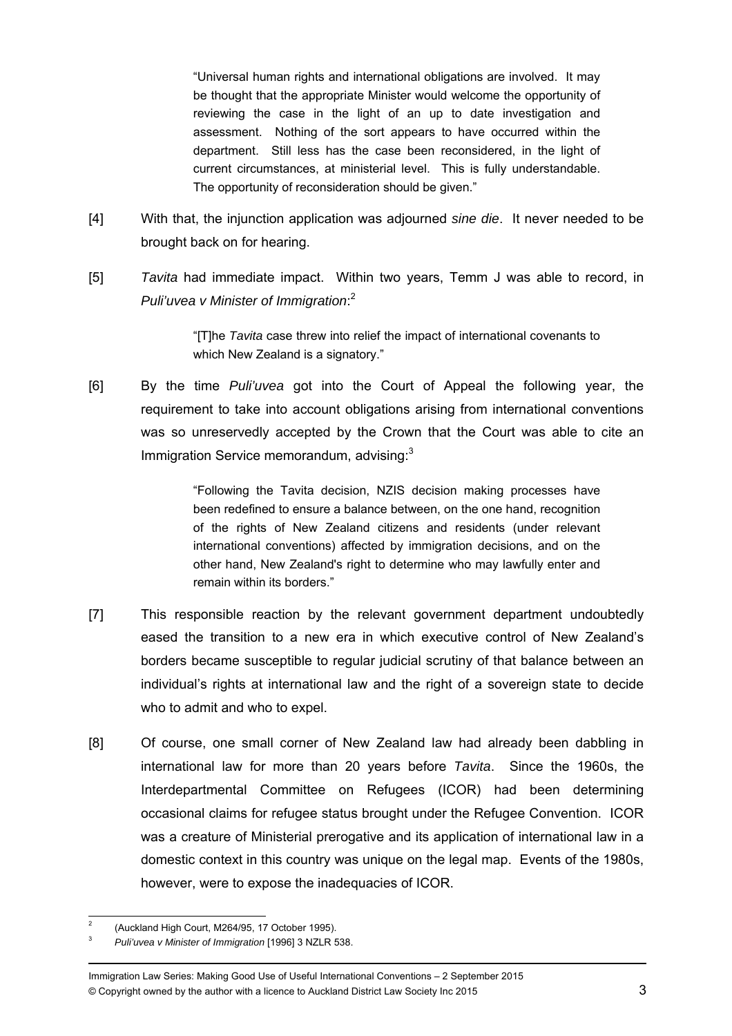> "Universal human rights and international obligations are involved. It may be thought that the appropriate Minister would welcome the opportunity of reviewing the case in the light of an up to date investigation and assessment. Nothing of the sort appears to have occurred within the department. Still less has the case been reconsidered, in the light of current circumstances, at ministerial level. This is fully understandable. The opportunity of reconsideration should be given."

[4] With that, the injunction application was adjourned *sine die*. It never needed to be brought back on for hearing.

[5] *Tavita* had immediate impact. Within two years, Temm J was able to record, in *Puli'uvea v Minister of Immigration*:[2]

> "[T]he *Tavita* case threw into relief the impact of international covenants to which New Zealand is a signatory."

[6] By the time *Puli'uvea* got into the Court of Appeal the following year, the requirement to take into account obligations arising from international conventions was so unreservedly accepted by the Crown that the Court was able to cite an Immigration Service memorandum, advising:[3]

> "Following the Tavita decision, NZIS decision making processes have been redefined to ensure a balance between, on the one hand, recognition of the rights of New Zealand citizens and residents (under relevant international conventions) affected by immigration decisions, and on the other hand, New Zealand's right to determine who may lawfully enter and remain within its borders."

[7] This responsible reaction by the relevant government department undoubtedly eased the transition to a new era in which executive control of New Zealand's borders became susceptible to regular judicial scrutiny of that balance between an individual's rights at international law and the right of a sovereign state to decide who to admit and who to expel.

[8] Of course, one small corner of New Zealand law had already been dabbling in international law for more than 20 years before *Tavita*. Since the 1960s, the Interdepartmental Committee on Refugees (ICOR) had been determining occasional claims for refugee status brought under the Refugee Convention. ICOR was a creature of Ministerial prerogative and its application of international law in a domestic context in this country was unique on the legal map. Events of the 1980s, however, were to expose the inadequacies of ICOR.

---

[2] (Auckland High Court, M264/95, 17 October 1995).

[3] *Puli'uvea v Minister of Immigration* [1996] 3 NZLR 538.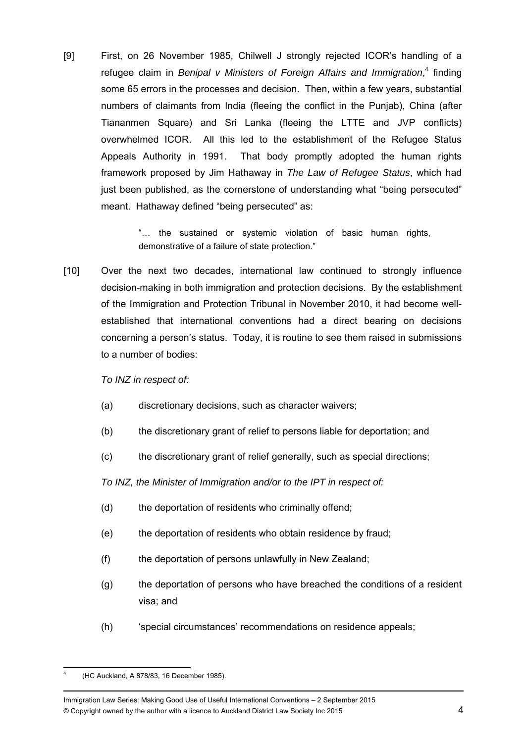[9] First, on 26 November 1985, Chilwell J strongly rejected ICOR's handling of a refugee claim in *Benipal v Ministers of Foreign Affairs and Immigration*,[4] finding some 65 errors in the processes and decision. Then, within a few years, substantial numbers of claimants from India (fleeing the conflict in the Punjab), China (after Tiananmen Square) and Sri Lanka (fleeing the LTTE and JVP conflicts) overwhelmed ICOR. All this led to the establishment of the Refugee Status Appeals Authority in 1991. That body promptly adopted the human rights framework proposed by Jim Hathaway in *The Law of Refugee Status*, which had just been published, as the cornerstone of understanding what "being persecuted" meant. Hathaway defined "being persecuted" as:

> "… the sustained or systemic violation of basic human rights, demonstrative of a failure of state protection."

[10] Over the next two decades, international law continued to strongly influence decision-making in both immigration and protection decisions. By the establishment of the Immigration and Protection Tribunal in November 2010, it had become well-established that international conventions had a direct bearing on decisions concerning a person's status. Today, it is routine to see them raised in submissions to a number of bodies:

*To INZ in respect of:*

(a) discretionary decisions, such as character waivers;

(b) the discretionary grant of relief to persons liable for deportation; and

(c) the discretionary grant of relief generally, such as special directions;

*To INZ, the Minister of Immigration and/or to the IPT in respect of:*

(d) the deportation of residents who criminally offend;

(e) the deportation of residents who obtain residence by fraud;

(f) the deportation of persons unlawfully in New Zealand;

(g) the deportation of persons who have breached the conditions of a resident visa; and

(h) 'special circumstances' recommendations on residence appeals;

---

[4] (HC Auckland, A 878/83, 16 December 1985).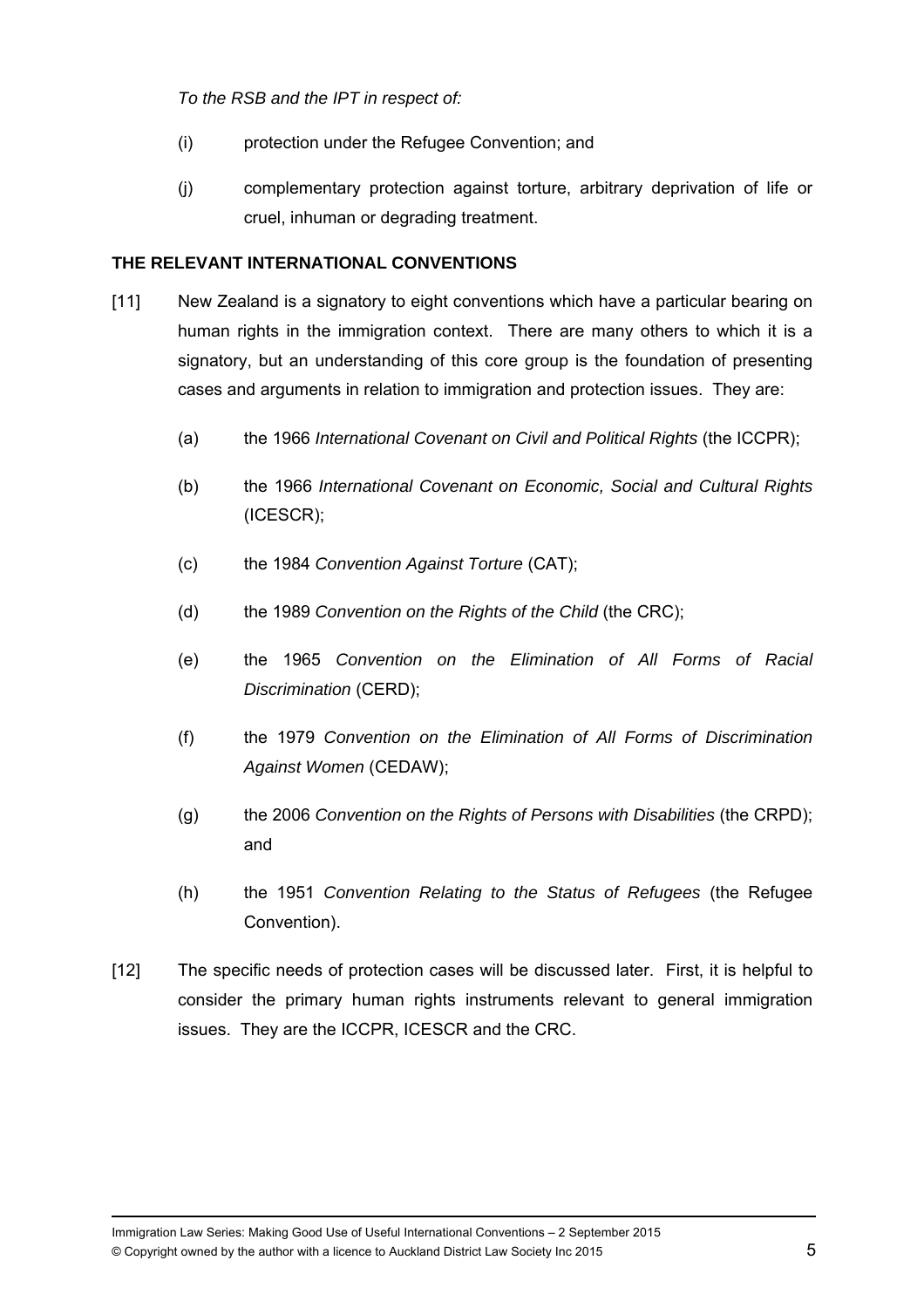*To the RSB and the IPT in respect of:*

(i) protection under the Refugee Convention; and

(j) complementary protection against torture, arbitrary deprivation of life or cruel, inhuman or degrading treatment.

**THE RELEVANT INTERNATIONAL CONVENTIONS**

[11] New Zealand is a signatory to eight conventions which have a particular bearing on human rights in the immigration context. There are many others to which it is a signatory, but an understanding of this core group is the foundation of presenting cases and arguments in relation to immigration and protection issues. They are:

(a) the 1966 *International Covenant on Civil and Political Rights* (the ICCPR);

(b) the 1966 *International Covenant on Economic, Social and Cultural Rights* (ICESCR);

(c) the 1984 *Convention Against Torture* (CAT);

(d) the 1989 *Convention on the Rights of the Child* (the CRC);

(e) the 1965 *Convention on the Elimination of All Forms of Racial Discrimination* (CERD);

(f) the 1979 *Convention on the Elimination of All Forms of Discrimination Against Women* (CEDAW);

(g) the 2006 *Convention on the Rights of Persons with Disabilities* (the CRPD); and

(h) the 1951 *Convention Relating to the Status of Refugees* (the Refugee Convention).

[12] The specific needs of protection cases will be discussed later. First, it is helpful to consider the primary human rights instruments relevant to general immigration issues. They are the ICCPR, ICESCR and the CRC.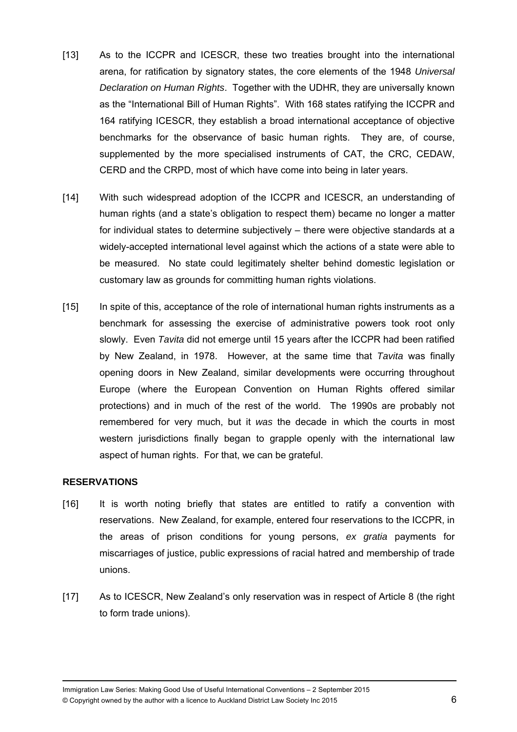[13] As to the ICCPR and ICESCR, these two treaties brought into the international arena, for ratification by signatory states, the core elements of the 1948 *Universal Declaration on Human Rights*. Together with the UDHR, they are universally known as the "International Bill of Human Rights". With 168 states ratifying the ICCPR and 164 ratifying ICESCR, they establish a broad international acceptance of objective benchmarks for the observance of basic human rights. They are, of course, supplemented by the more specialised instruments of CAT, the CRC, CEDAW, CERD and the CRPD, most of which have come into being in later years.

[14] With such widespread adoption of the ICCPR and ICESCR, an understanding of human rights (and a state's obligation to respect them) became no longer a matter for individual states to determine subjectively – there were objective standards at a widely-accepted international level against which the actions of a state were able to be measured. No state could legitimately shelter behind domestic legislation or customary law as grounds for committing human rights violations.

[15] In spite of this, acceptance of the role of international human rights instruments as a benchmark for assessing the exercise of administrative powers took root only slowly. Even *Tavita* did not emerge until 15 years after the ICCPR had been ratified by New Zealand, in 1978. However, at the same time that *Tavita* was finally opening doors in New Zealand, similar developments were occurring throughout Europe (where the European Convention on Human Rights offered similar protections) and in much of the rest of the world. The 1990s are probably not remembered for very much, but it *was* the decade in which the courts in most western jurisdictions finally began to grapple openly with the international law aspect of human rights. For that, we can be grateful.

**RESERVATIONS**

[16] It is worth noting briefly that states are entitled to ratify a convention with reservations. New Zealand, for example, entered four reservations to the ICCPR, in the areas of prison conditions for young persons, *ex gratia* payments for miscarriages of justice, public expressions of racial hatred and membership of trade unions.

[17] As to ICESCR, New Zealand's only reservation was in respect of Article 8 (the right to form trade unions).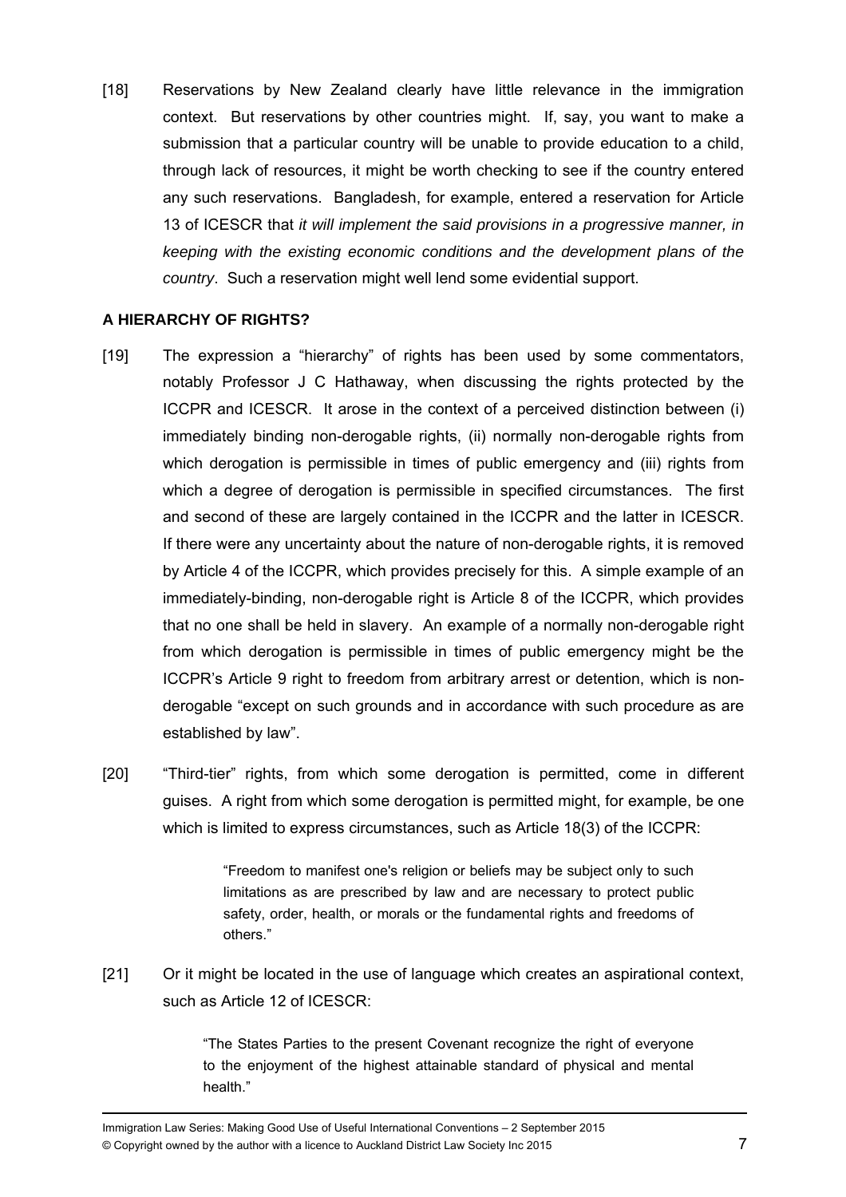[18] Reservations by New Zealand clearly have little relevance in the immigration context. But reservations by other countries might. If, say, you want to make a submission that a particular country will be unable to provide education to a child, through lack of resources, it might be worth checking to see if the country entered any such reservations. Bangladesh, for example, entered a reservation for Article 13 of ICESCR that *it will implement the said provisions in a progressive manner, in keeping with the existing economic conditions and the development plans of the country*. Such a reservation might well lend some evidential support.

**A HIERARCHY OF RIGHTS?**

[19] The expression a "hierarchy" of rights has been used by some commentators, notably Professor J C Hathaway, when discussing the rights protected by the ICCPR and ICESCR. It arose in the context of a perceived distinction between (i) immediately binding non-derogable rights, (ii) normally non-derogable rights from which derogation is permissible in times of public emergency and (iii) rights from which a degree of derogation is permissible in specified circumstances. The first and second of these are largely contained in the ICCPR and the latter in ICESCR. If there were any uncertainty about the nature of non-derogable rights, it is removed by Article 4 of the ICCPR, which provides precisely for this. A simple example of an immediately-binding, non-derogable right is Article 8 of the ICCPR, which provides that no one shall be held in slavery. An example of a normally non-derogable right from which derogation is permissible in times of public emergency might be the ICCPR's Article 9 right to freedom from arbitrary arrest or detention, which is non-derogable "except on such grounds and in accordance with such procedure as are established by law".

[20] "Third-tier" rights, from which some derogation is permitted, come in different guises. A right from which some derogation is permitted might, for example, be one which is limited to express circumstances, such as Article 18(3) of the ICCPR:

> "Freedom to manifest one's religion or beliefs may be subject only to such limitations as are prescribed by law and are necessary to protect public safety, order, health, or morals or the fundamental rights and freedoms of others."

[21] Or it might be located in the use of language which creates an aspirational context, such as Article 12 of ICESCR:

> "The States Parties to the present Covenant recognize the right of everyone to the enjoyment of the highest attainable standard of physical and mental health."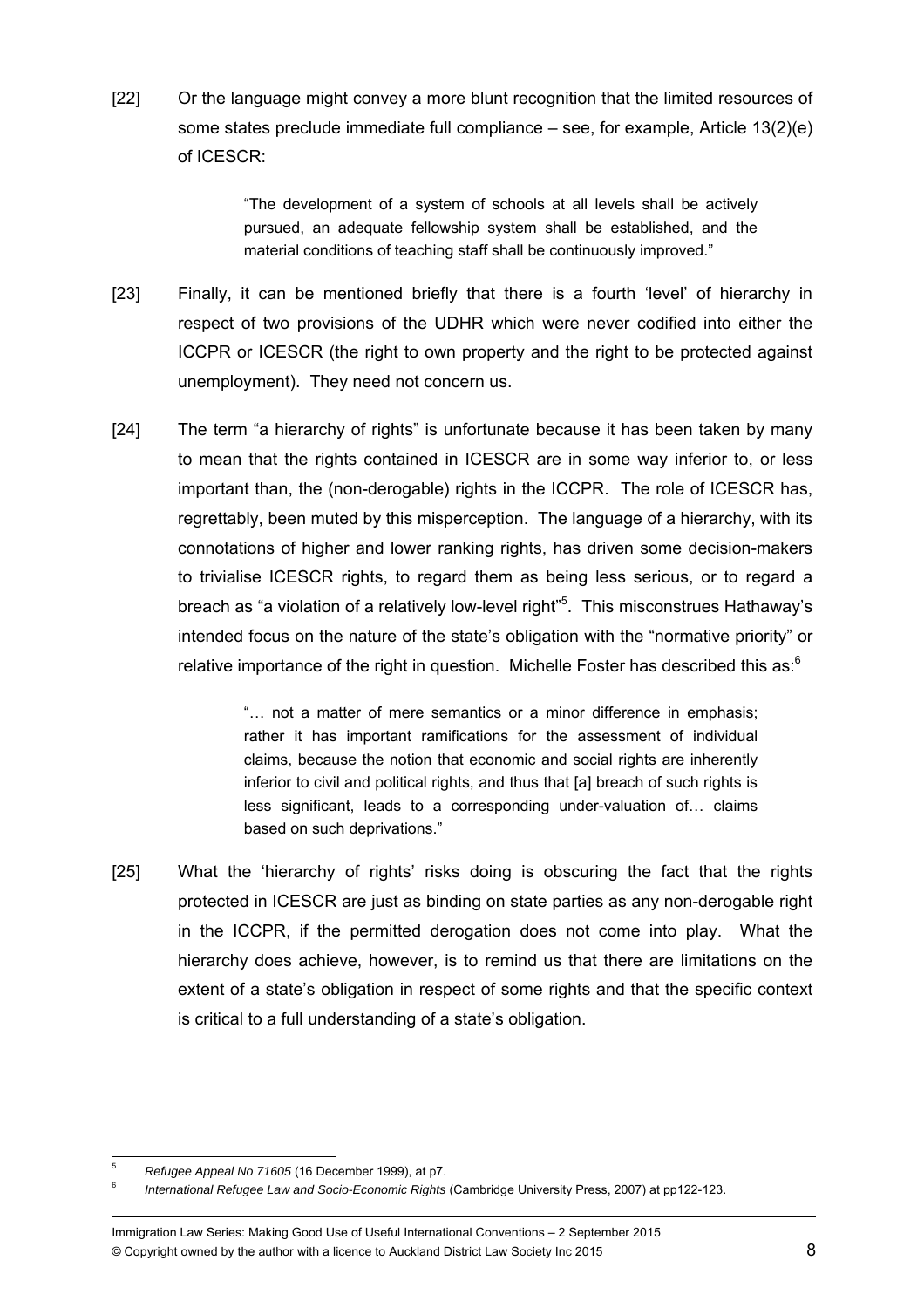[22] Or the language might convey a more blunt recognition that the limited resources of some states preclude immediate full compliance – see, for example, Article 13(2)(e) of ICESCR:

> "The development of a system of schools at all levels shall be actively pursued, an adequate fellowship system shall be established, and the material conditions of teaching staff shall be continuously improved."

[23] Finally, it can be mentioned briefly that there is a fourth 'level' of hierarchy in respect of two provisions of the UDHR which were never codified into either the ICCPR or ICESCR (the right to own property and the right to be protected against unemployment). They need not concern us.

[24] The term "a hierarchy of rights" is unfortunate because it has been taken by many to mean that the rights contained in ICESCR are in some way inferior to, or less important than, the (non-derogable) rights in the ICCPR. The role of ICESCR has, regrettably, been muted by this misperception. The language of a hierarchy, with its connotations of higher and lower ranking rights, has driven some decision-makers to trivialise ICESCR rights, to regard them as being less serious, or to regard a breach as "a violation of a relatively low-level right"[5]. This misconstrues Hathaway's intended focus on the nature of the state's obligation with the "normative priority" or relative importance of the right in question. Michelle Foster has described this as:[6]

> "… not a matter of mere semantics or a minor difference in emphasis; rather it has important ramifications for the assessment of individual claims, because the notion that economic and social rights are inherently inferior to civil and political rights, and thus that [a] breach of such rights is less significant, leads to a corresponding under-valuation of… claims based on such deprivations."

[25] What the 'hierarchy of rights' risks doing is obscuring the fact that the rights protected in ICESCR are just as binding on state parties as any non-derogable right in the ICCPR, if the permitted derogation does not come into play. What the hierarchy does achieve, however, is to remind us that there are limitations on the extent of a state's obligation in respect of some rights and that the specific context is critical to a full understanding of a state's obligation.

---

[5] *Refugee Appeal No 71605* (16 December 1999), at p7.

[6] *International Refugee Law and Socio-Economic Rights* (Cambridge University Press, 2007) at pp122-123.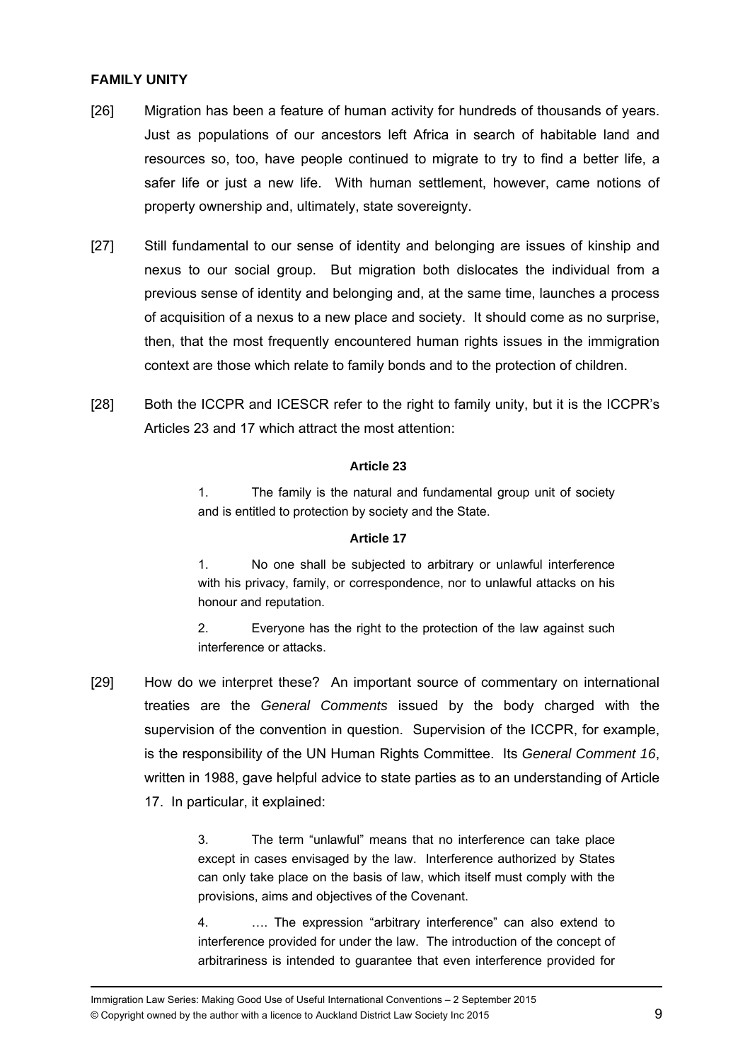## FAMILY UNITY

[26] Migration has been a feature of human activity for hundreds of thousands of years. Just as populations of our ancestors left Africa in search of habitable land and resources so, too, have people continued to migrate to try to find a better life, a safer life or just a new life. With human settlement, however, came notions of property ownership and, ultimately, state sovereignty.

[27] Still fundamental to our sense of identity and belonging are issues of kinship and nexus to our social group. But migration both dislocates the individual from a previous sense of identity and belonging and, at the same time, launches a process of acquisition of a nexus to a new place and society. It should come as no surprise, then, that the most frequently encountered human rights issues in the immigration context are those which relate to family bonds and to the protection of children.

[28] Both the ICCPR and ICESCR refer to the right to family unity, but it is the ICCPR's Articles 23 and 17 which attract the most attention:

> **Article 23**
>
> 1. The family is the natural and fundamental group unit of society and is entitled to protection by society and the State.
>
> **Article 17**
>
> 1. No one shall be subjected to arbitrary or unlawful interference with his privacy, family, or correspondence, nor to unlawful attacks on his honour and reputation.
>
> 2. Everyone has the right to the protection of the law against such interference or attacks.

[29] How do we interpret these? An important source of commentary on international treaties are the *General Comments* issued by the body charged with the supervision of the convention in question. Supervision of the ICCPR, for example, is the responsibility of the UN Human Rights Committee. Its *General Comment 16*, written in 1988, gave helpful advice to state parties as to an understanding of Article 17. In particular, it explained:

> 3. The term "unlawful" means that no interference can take place except in cases envisaged by the law. Interference authorized by States can only take place on the basis of law, which itself must comply with the provisions, aims and objectives of the Covenant.
>
> 4. …. The expression "arbitrary interference" can also extend to interference provided for under the law. The introduction of the concept of arbitrariness is intended to guarantee that even interference provided for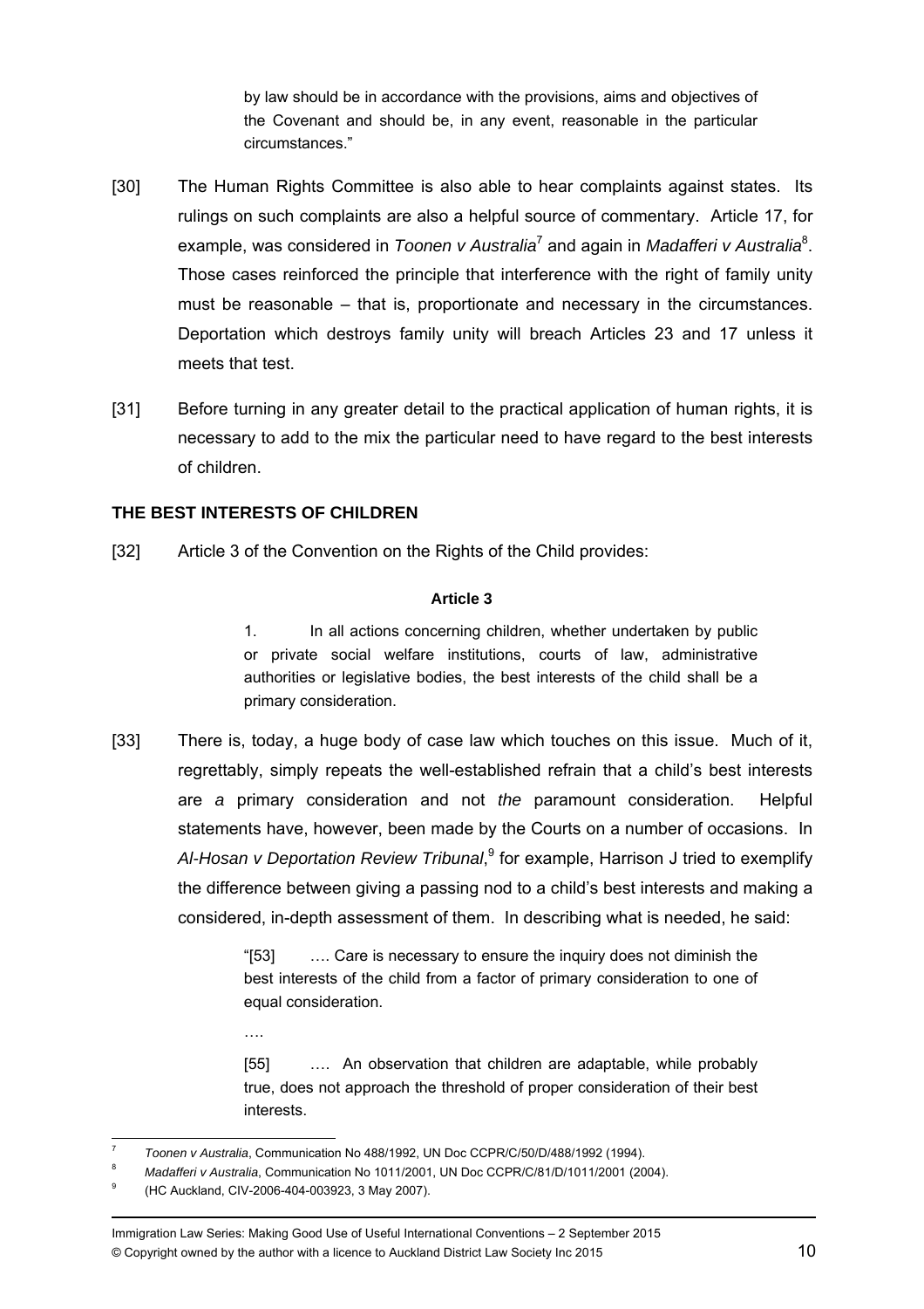> by law should be in accordance with the provisions, aims and objectives of the Covenant and should be, in any event, reasonable in the particular circumstances."

[30] The Human Rights Committee is also able to hear complaints against states. Its rulings on such complaints are also a helpful source of commentary. Article 17, for example, was considered in *Toonen v Australia*[7] and again in *Madafferi v Australia*[8]. Those cases reinforced the principle that interference with the right of family unity must be reasonable – that is, proportionate and necessary in the circumstances. Deportation which destroys family unity will breach Articles 23 and 17 unless it meets that test.

[31] Before turning in any greater detail to the practical application of human rights, it is necessary to add to the mix the particular need to have regard to the best interests of children.

## THE BEST INTERESTS OF CHILDREN

[32] Article 3 of the Convention on the Rights of the Child provides:

> **Article 3**
>
> 1. In all actions concerning children, whether undertaken by public or private social welfare institutions, courts of law, administrative authorities or legislative bodies, the best interests of the child shall be a primary consideration.

[33] There is, today, a huge body of case law which touches on this issue. Much of it, regrettably, simply repeats the well-established refrain that a child's best interests are *a* primary consideration and not *the* paramount consideration. Helpful statements have, however, been made by the Courts on a number of occasions. In *Al-Hosan v Deportation Review Tribunal*,[9] for example, Harrison J tried to exemplify the difference between giving a passing nod to a child's best interests and making a considered, in-depth assessment of them. In describing what is needed, he said:

> "[53] …. Care is necessary to ensure the inquiry does not diminish the best interests of the child from a factor of primary consideration to one of equal consideration.
>
> ….
>
> [55] …. An observation that children are adaptable, while probably true, does not approach the threshold of proper consideration of their best interests.

---

[7] *Toonen v Australia*, Communication No 488/1992, UN Doc CCPR/C/50/D/488/1992 (1994).

[8] *Madafferi v Australia*, Communication No 1011/2001, UN Doc CCPR/C/81/D/1011/2001 (2004).

[9] (HC Auckland, CIV-2006-404-003923, 3 May 2007).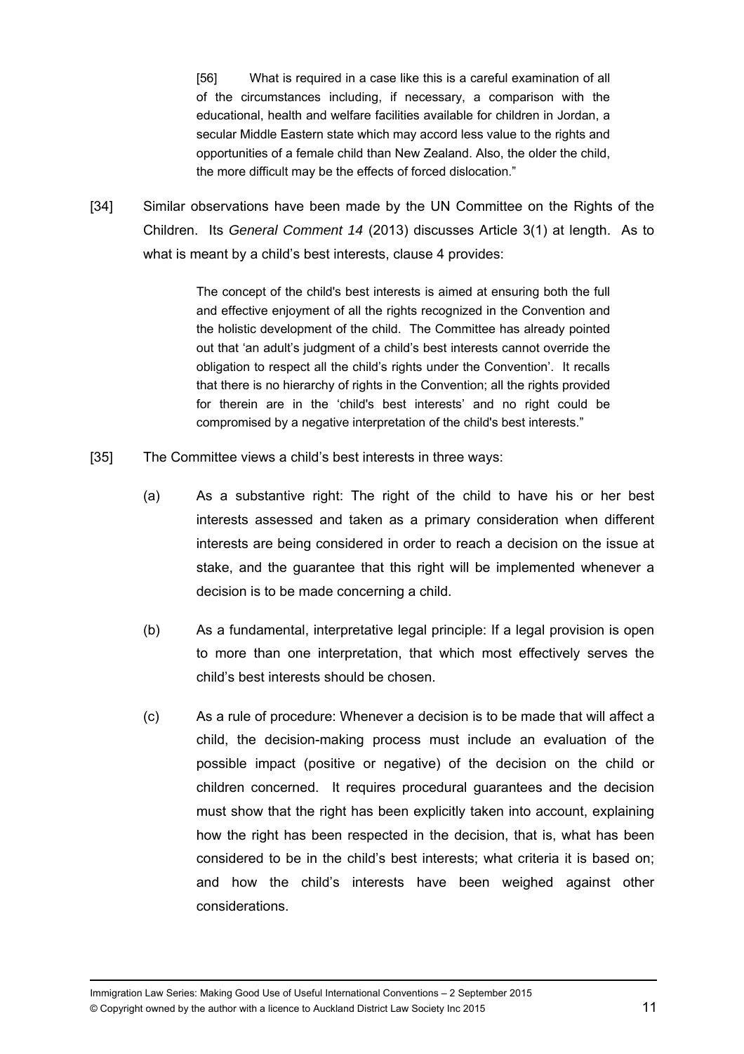> [56] What is required in a case like this is a careful examination of all of the circumstances including, if necessary, a comparison with the educational, health and welfare facilities available for children in Jordan, a secular Middle Eastern state which may accord less value to the rights and opportunities of a female child than New Zealand. Also, the older the child, the more difficult may be the effects of forced dislocation."

[34] Similar observations have been made by the UN Committee on the Rights of the Children. Its *General Comment 14* (2013) discusses Article 3(1) at length. As to what is meant by a child's best interests, clause 4 provides:

> The concept of the child's best interests is aimed at ensuring both the full and effective enjoyment of all the rights recognized in the Convention and the holistic development of the child. The Committee has already pointed out that 'an adult's judgment of a child's best interests cannot override the obligation to respect all the child's rights under the Convention'. It recalls that there is no hierarchy of rights in the Convention; all the rights provided for therein are in the 'child's best interests' and no right could be compromised by a negative interpretation of the child's best interests."

[35] The Committee views a child's best interests in three ways:

(a) As a substantive right: The right of the child to have his or her best interests assessed and taken as a primary consideration when different interests are being considered in order to reach a decision on the issue at stake, and the guarantee that this right will be implemented whenever a decision is to be made concerning a child.

(b) As a fundamental, interpretative legal principle: If a legal provision is open to more than one interpretation, that which most effectively serves the child's best interests should be chosen.

(c) As a rule of procedure: Whenever a decision is to be made that will affect a child, the decision-making process must include an evaluation of the possible impact (positive or negative) of the decision on the child or children concerned. It requires procedural guarantees and the decision must show that the right has been explicitly taken into account, explaining how the right has been respected in the decision, that is, what has been considered to be in the child's best interests; what criteria it is based on; and how the child's interests have been weighed against other considerations.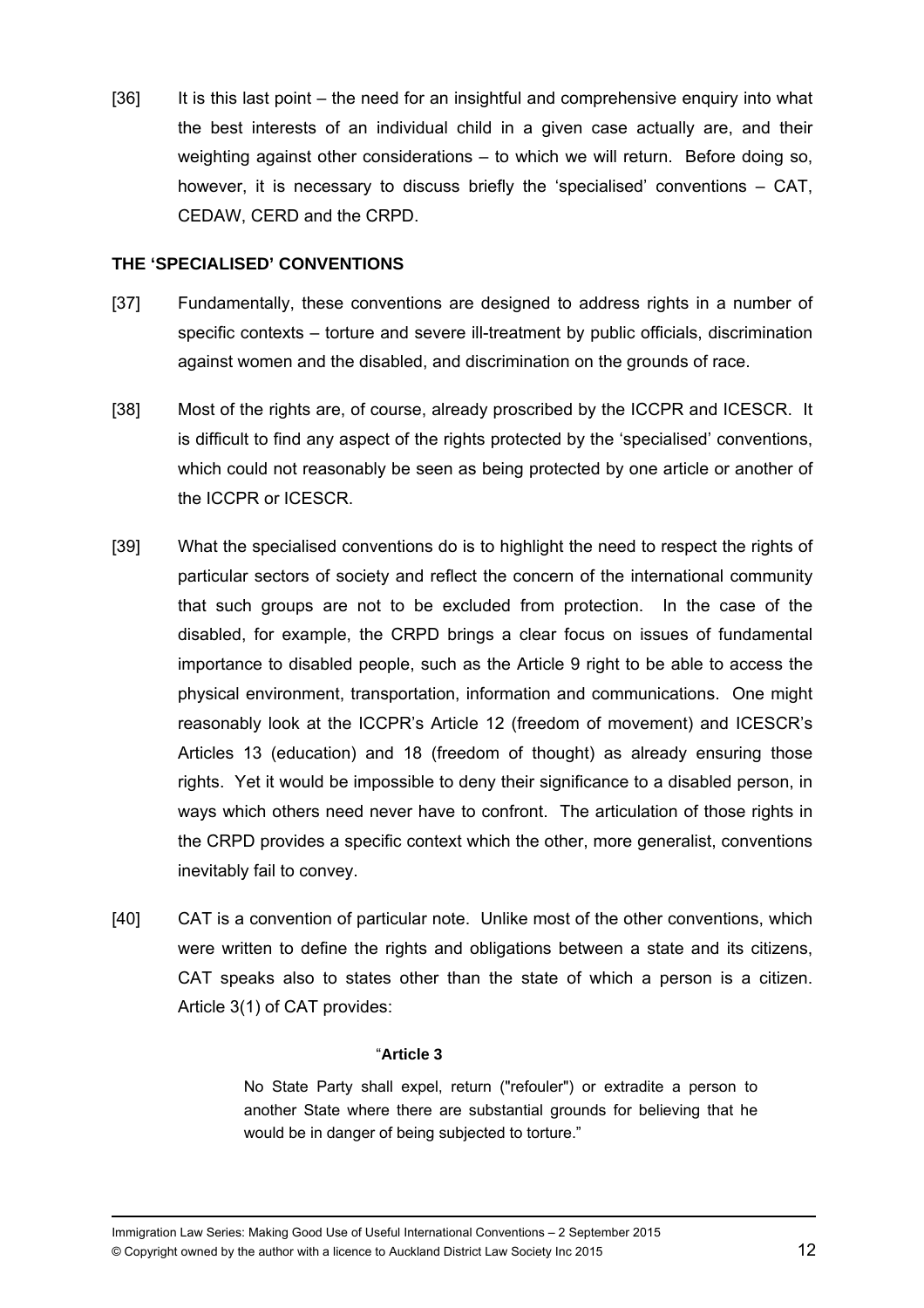[36] It is this last point – the need for an insightful and comprehensive enquiry into what the best interests of an individual child in a given case actually are, and their weighting against other considerations – to which we will return. Before doing so, however, it is necessary to discuss briefly the 'specialised' conventions – CAT, CEDAW, CERD and the CRPD.

## THE 'SPECIALISED' CONVENTIONS

[37] Fundamentally, these conventions are designed to address rights in a number of specific contexts – torture and severe ill-treatment by public officials, discrimination against women and the disabled, and discrimination on the grounds of race.

[38] Most of the rights are, of course, already proscribed by the ICCPR and ICESCR. It is difficult to find any aspect of the rights protected by the 'specialised' conventions, which could not reasonably be seen as being protected by one article or another of the ICCPR or ICESCR.

[39] What the specialised conventions do is to highlight the need to respect the rights of particular sectors of society and reflect the concern of the international community that such groups are not to be excluded from protection. In the case of the disabled, for example, the CRPD brings a clear focus on issues of fundamental importance to disabled people, such as the Article 9 right to be able to access the physical environment, transportation, information and communications. One might reasonably look at the ICCPR's Article 12 (freedom of movement) and ICESCR's Articles 13 (education) and 18 (freedom of thought) as already ensuring those rights. Yet it would be impossible to deny their significance to a disabled person, in ways which others need never have to confront. The articulation of those rights in the CRPD provides a specific context which the other, more generalist, conventions inevitably fail to convey.

[40] CAT is a convention of particular note. Unlike most of the other conventions, which were written to define the rights and obligations between a state and its citizens, CAT speaks also to states other than the state of which a person is a citizen. Article 3(1) of CAT provides:

> "**Article 3**
>
> No State Party shall expel, return ("refouler") or extradite a person to another State where there are substantial grounds for believing that he would be in danger of being subjected to torture."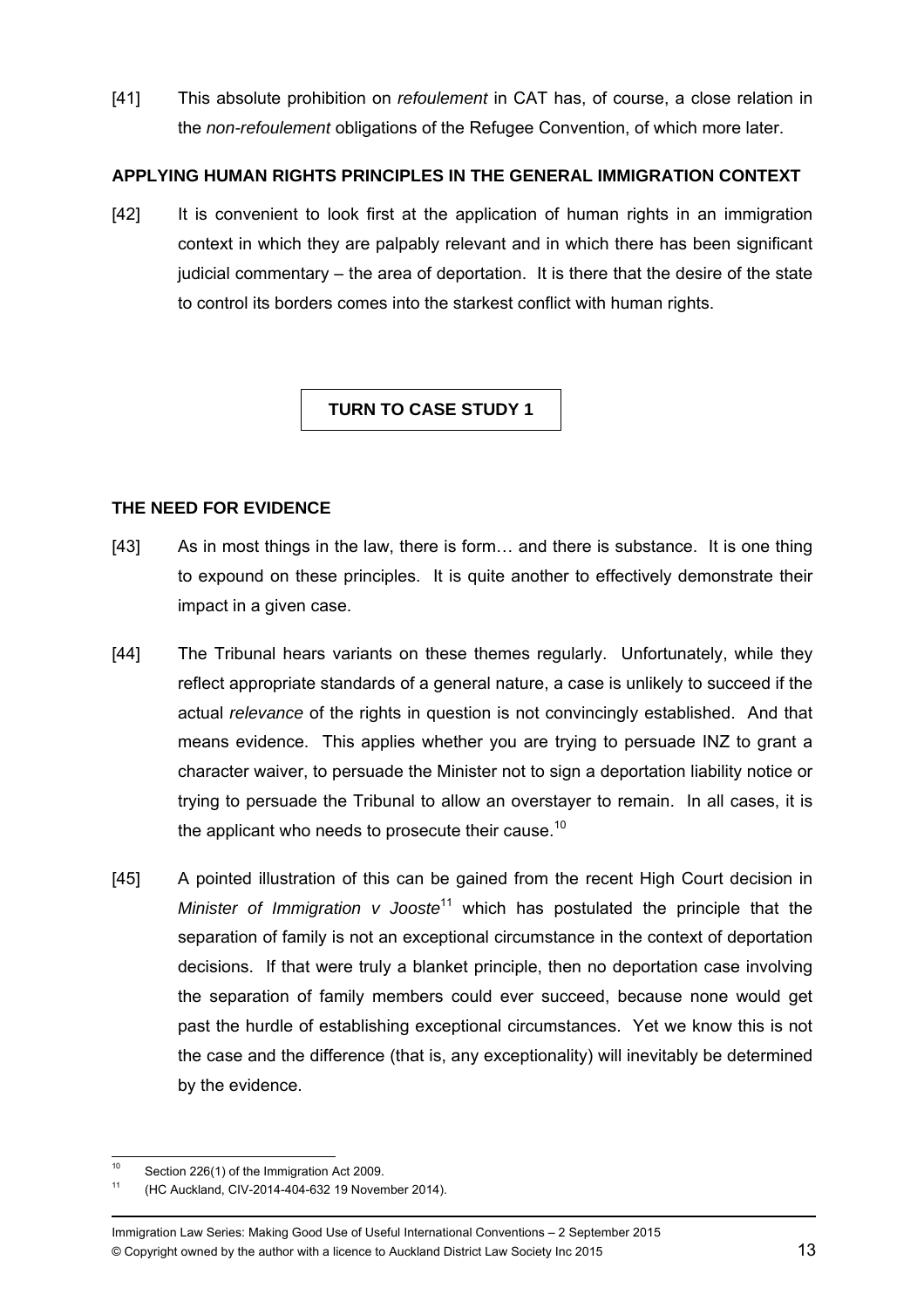[41] This absolute prohibition on *refoulement* in CAT has, of course, a close relation in the *non-refoulement* obligations of the Refugee Convention, of which more later.

## APPLYING HUMAN RIGHTS PRINCIPLES IN THE GENERAL IMMIGRATION CONTEXT

[42] It is convenient to look first at the application of human rights in an immigration context in which they are palpably relevant and in which there has been significant judicial commentary – the area of deportation. It is there that the desire of the state to control its borders comes into the starkest conflict with human rights.

**TURN TO CASE STUDY 1**

## THE NEED FOR EVIDENCE

[43] As in most things in the law, there is form… and there is substance. It is one thing to expound on these principles. It is quite another to effectively demonstrate their impact in a given case.

[44] The Tribunal hears variants on these themes regularly. Unfortunately, while they reflect appropriate standards of a general nature, a case is unlikely to succeed if the actual *relevance* of the rights in question is not convincingly established. And that means evidence. This applies whether you are trying to persuade INZ to grant a character waiver, to persuade the Minister not to sign a deportation liability notice or trying to persuade the Tribunal to allow an overstayer to remain. In all cases, it is the applicant who needs to prosecute their cause.[10]

[45] A pointed illustration of this can be gained from the recent High Court decision in *Minister of Immigration v Jooste*[11] which has postulated the principle that the separation of family is not an exceptional circumstance in the context of deportation decisions. If that were truly a blanket principle, then no deportation case involving the separation of family members could ever succeed, because none would get past the hurdle of establishing exceptional circumstances. Yet we know this is not the case and the difference (that is, any exceptionality) will inevitably be determined by the evidence.

---

[10] Section 226(1) of the Immigration Act 2009.

[11] (HC Auckland, CIV-2014-404-632 19 November 2014).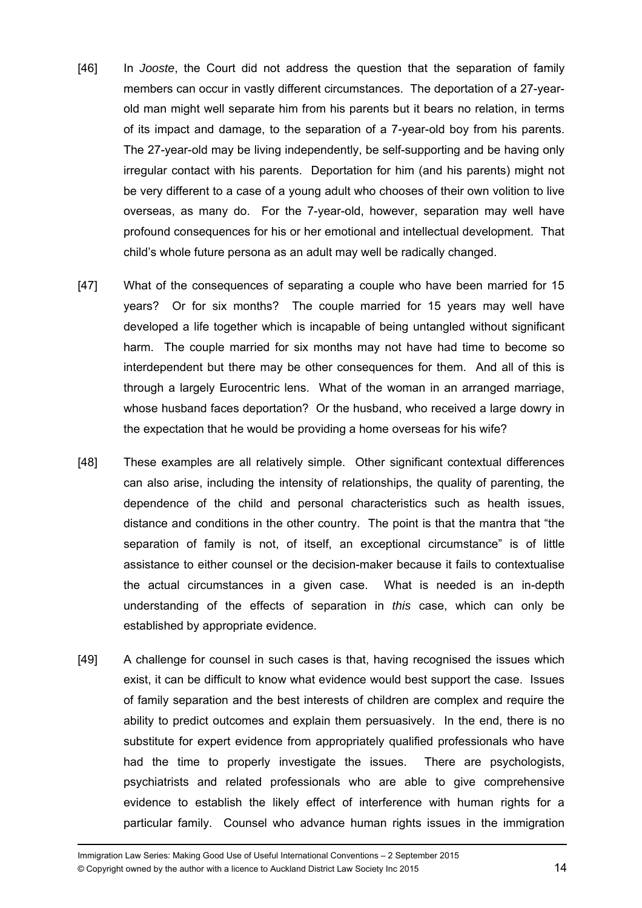[46] In *Jooste*, the Court did not address the question that the separation of family members can occur in vastly different circumstances. The deportation of a 27-year-old man might well separate him from his parents but it bears no relation, in terms of its impact and damage, to the separation of a 7-year-old boy from his parents. The 27-year-old may be living independently, be self-supporting and be having only irregular contact with his parents. Deportation for him (and his parents) might not be very different to a case of a young adult who chooses of their own volition to live overseas, as many do. For the 7-year-old, however, separation may well have profound consequences for his or her emotional and intellectual development. That child's whole future persona as an adult may well be radically changed.

[47] What of the consequences of separating a couple who have been married for 15 years? Or for six months? The couple married for 15 years may well have developed a life together which is incapable of being untangled without significant harm. The couple married for six months may not have had time to become so interdependent but there may be other consequences for them. And all of this is through a largely Eurocentric lens. What of the woman in an arranged marriage, whose husband faces deportation? Or the husband, who received a large dowry in the expectation that he would be providing a home overseas for his wife?

[48] These examples are all relatively simple. Other significant contextual differences can also arise, including the intensity of relationships, the quality of parenting, the dependence of the child and personal characteristics such as health issues, distance and conditions in the other country. The point is that the mantra that "the separation of family is not, of itself, an exceptional circumstance" is of little assistance to either counsel or the decision-maker because it fails to contextualise the actual circumstances in a given case. What is needed is an in-depth understanding of the effects of separation in *this* case, which can only be established by appropriate evidence.

[49] A challenge for counsel in such cases is that, having recognised the issues which exist, it can be difficult to know what evidence would best support the case. Issues of family separation and the best interests of children are complex and require the ability to predict outcomes and explain them persuasively. In the end, there is no substitute for expert evidence from appropriately qualified professionals who have had the time to properly investigate the issues. There are psychologists, psychiatrists and related professionals who are able to give comprehensive evidence to establish the likely effect of interference with human rights for a particular family. Counsel who advance human rights issues in the immigration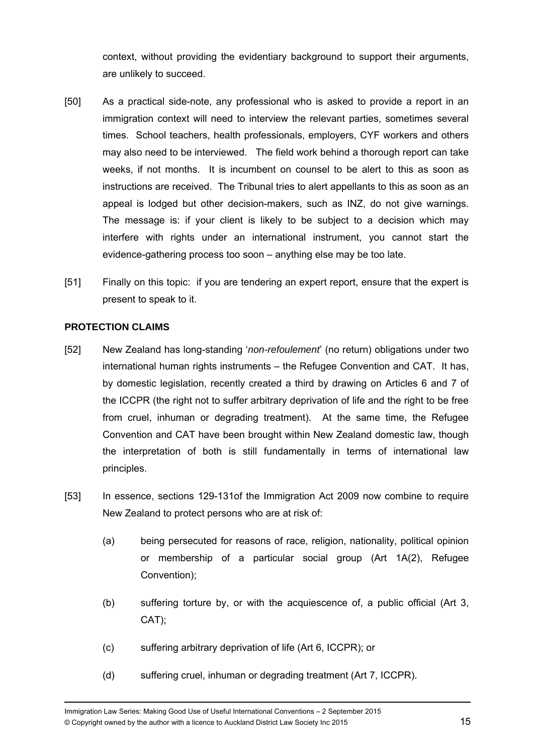context, without providing the evidentiary background to support their arguments, are unlikely to succeed.

[50] As a practical side-note, any professional who is asked to provide a report in an immigration context will need to interview the relevant parties, sometimes several times. School teachers, health professionals, employers, CYF workers and others may also need to be interviewed. The field work behind a thorough report can take weeks, if not months. It is incumbent on counsel to be alert to this as soon as instructions are received. The Tribunal tries to alert appellants to this as soon as an appeal is lodged but other decision-makers, such as INZ, do not give warnings. The message is: if your client is likely to be subject to a decision which may interfere with rights under an international instrument, you cannot start the evidence-gathering process too soon – anything else may be too late.

[51] Finally on this topic: if you are tendering an expert report, ensure that the expert is present to speak to it.

**PROTECTION CLAIMS**

[52] New Zealand has long-standing '*non-refoulement*' (no return) obligations under two international human rights instruments – the Refugee Convention and CAT. It has, by domestic legislation, recently created a third by drawing on Articles 6 and 7 of the ICCPR (the right not to suffer arbitrary deprivation of life and the right to be free from cruel, inhuman or degrading treatment). At the same time, the Refugee Convention and CAT have been brought within New Zealand domestic law, though the interpretation of both is still fundamentally in terms of international law principles.

[53] In essence, sections 129-131of the Immigration Act 2009 now combine to require New Zealand to protect persons who are at risk of:

(a) being persecuted for reasons of race, religion, nationality, political opinion or membership of a particular social group (Art 1A(2), Refugee Convention);

(b) suffering torture by, or with the acquiescence of, a public official (Art 3, CAT);

(c) suffering arbitrary deprivation of life (Art 6, ICCPR); or

(d) suffering cruel, inhuman or degrading treatment (Art 7, ICCPR).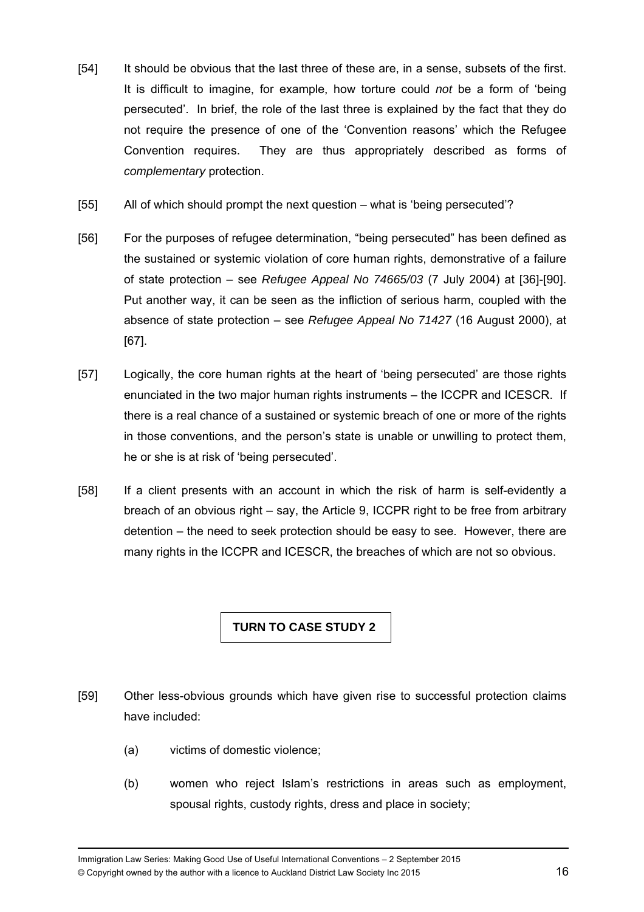[54] It should be obvious that the last three of these are, in a sense, subsets of the first. It is difficult to imagine, for example, how torture could *not* be a form of 'being persecuted'. In brief, the role of the last three is explained by the fact that they do not require the presence of one of the 'Convention reasons' which the Refugee Convention requires. They are thus appropriately described as forms of *complementary* protection.

[55] All of which should prompt the next question – what is 'being persecuted'?

[56] For the purposes of refugee determination, "being persecuted" has been defined as the sustained or systemic violation of core human rights, demonstrative of a failure of state protection – see *Refugee Appeal No 74665/03* (7 July 2004) at [36]-[90]. Put another way, it can be seen as the infliction of serious harm, coupled with the absence of state protection – see *Refugee Appeal No 71427* (16 August 2000), at [67].

[57] Logically, the core human rights at the heart of 'being persecuted' are those rights enunciated in the two major human rights instruments – the ICCPR and ICESCR. If there is a real chance of a sustained or systemic breach of one or more of the rights in those conventions, and the person's state is unable or unwilling to protect them, he or she is at risk of 'being persecuted'.

[58] If a client presents with an account in which the risk of harm is self-evidently a breach of an obvious right – say, the Article 9, ICCPR right to be free from arbitrary detention – the need to seek protection should be easy to see. However, there are many rights in the ICCPR and ICESCR, the breaches of which are not so obvious.

**TURN TO CASE STUDY 2**

[59] Other less-obvious grounds which have given rise to successful protection claims have included:

(a) victims of domestic violence;

(b) women who reject Islam's restrictions in areas such as employment, spousal rights, custody rights, dress and place in society;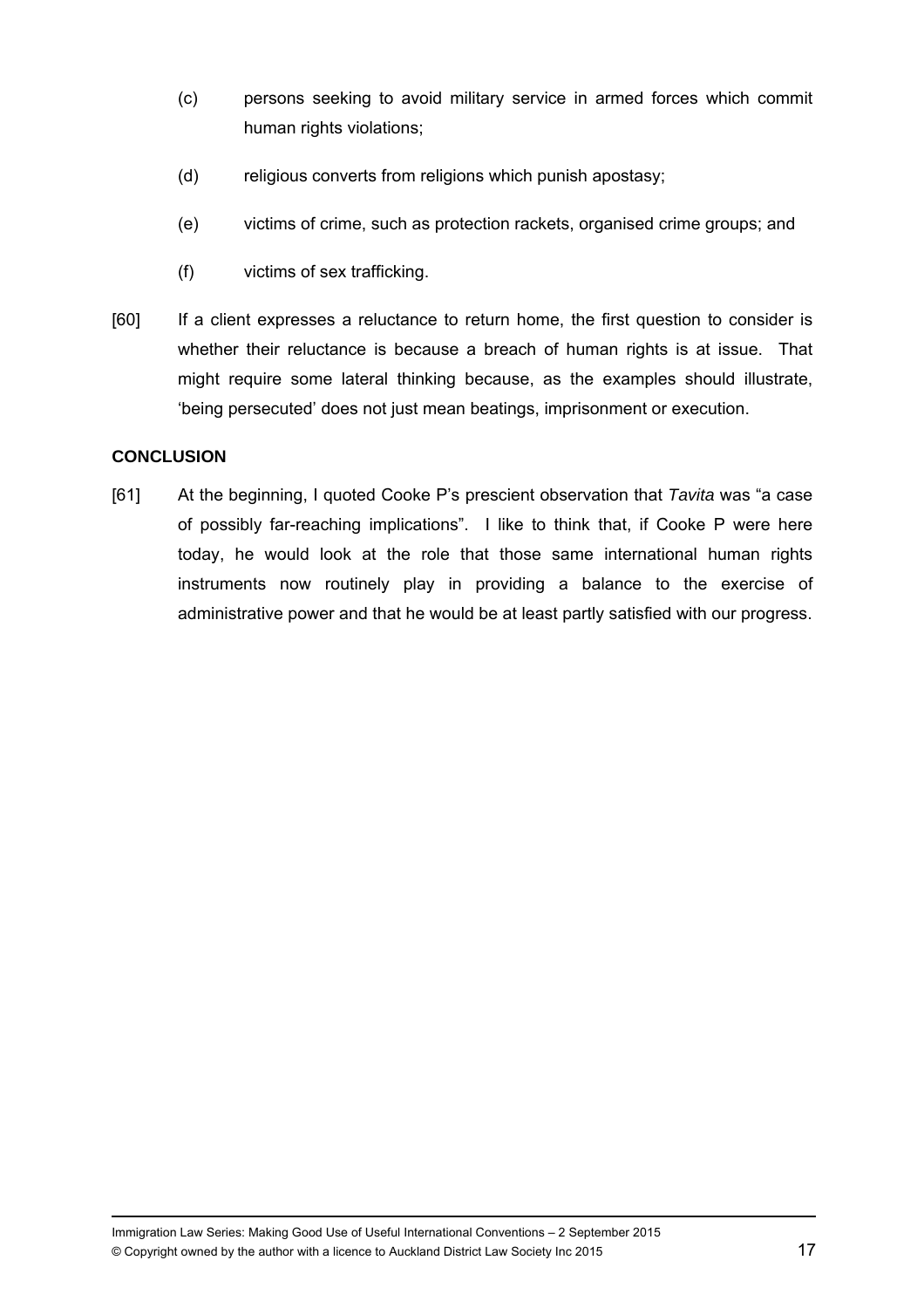(c) persons seeking to avoid military service in armed forces which commit human rights violations;

(d) religious converts from religions which punish apostasy;

(e) victims of crime, such as protection rackets, organised crime groups; and

(f) victims of sex trafficking.

[60] If a client expresses a reluctance to return home, the first question to consider is whether their reluctance is because a breach of human rights is at issue. That might require some lateral thinking because, as the examples should illustrate, 'being persecuted' does not just mean beatings, imprisonment or execution.

**CONCLUSION**

[61] At the beginning, I quoted Cooke P's prescient observation that *Tavita* was "a case of possibly far-reaching implications". I like to think that, if Cooke P were here today, he would look at the role that those same international human rights instruments now routinely play in providing a balance to the exercise of administrative power and that he would be at least partly satisfied with our progress.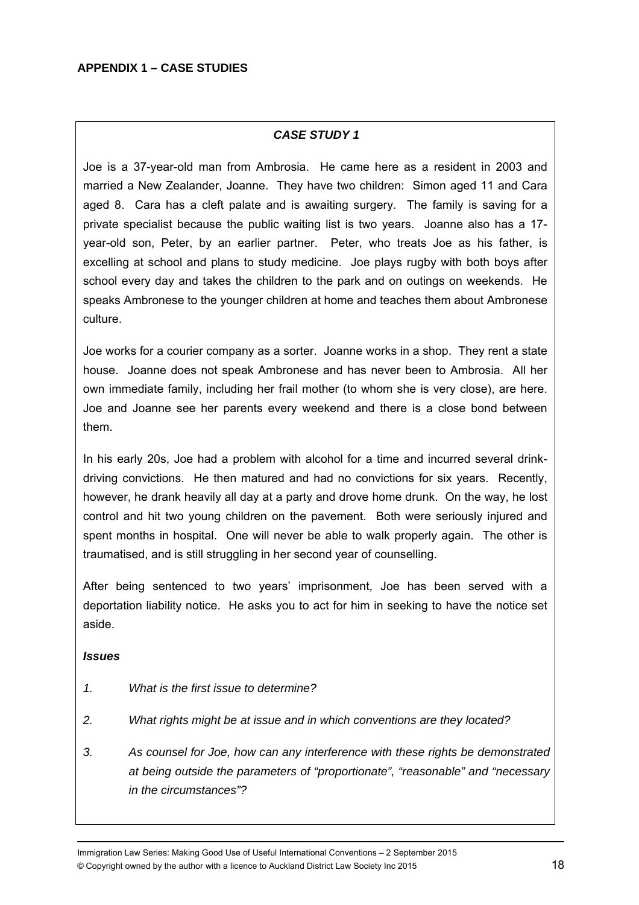**APPENDIX 1 – CASE STUDIES**

***CASE STUDY 1***

Joe is a 37-year-old man from Ambrosia. He came here as a resident in 2003 and married a New Zealander, Joanne. They have two children: Simon aged 11 and Cara aged 8. Cara has a cleft palate and is awaiting surgery. The family is saving for a private specialist because the public waiting list is two years. Joanne also has a 17-year-old son, Peter, by an earlier partner. Peter, who treats Joe as his father, is excelling at school and plans to study medicine. Joe plays rugby with both boys after school every day and takes the children to the park and on outings on weekends. He speaks Ambronese to the younger children at home and teaches them about Ambronese culture.

Joe works for a courier company as a sorter. Joanne works in a shop. They rent a state house. Joanne does not speak Ambronese and has never been to Ambrosia. All her own immediate family, including her frail mother (to whom she is very close), are here. Joe and Joanne see her parents every weekend and there is a close bond between them.

In his early 20s, Joe had a problem with alcohol for a time and incurred several drink-driving convictions. He then matured and had no convictions for six years. Recently, however, he drank heavily all day at a party and drove home drunk. On the way, he lost control and hit two young children on the pavement. Both were seriously injured and spent months in hospital. One will never be able to walk properly again. The other is traumatised, and is still struggling in her second year of counselling.

After being sentenced to two years' imprisonment, Joe has been served with a deportation liability notice. He asks you to act for him in seeking to have the notice set aside.

***Issues***

1. *What is the first issue to determine?*
2. *What rights might be at issue and in which conventions are they located?*
3. *As counsel for Joe, how can any interference with these rights be demonstrated at being outside the parameters of "proportionate", "reasonable" and "necessary in the circumstances"?*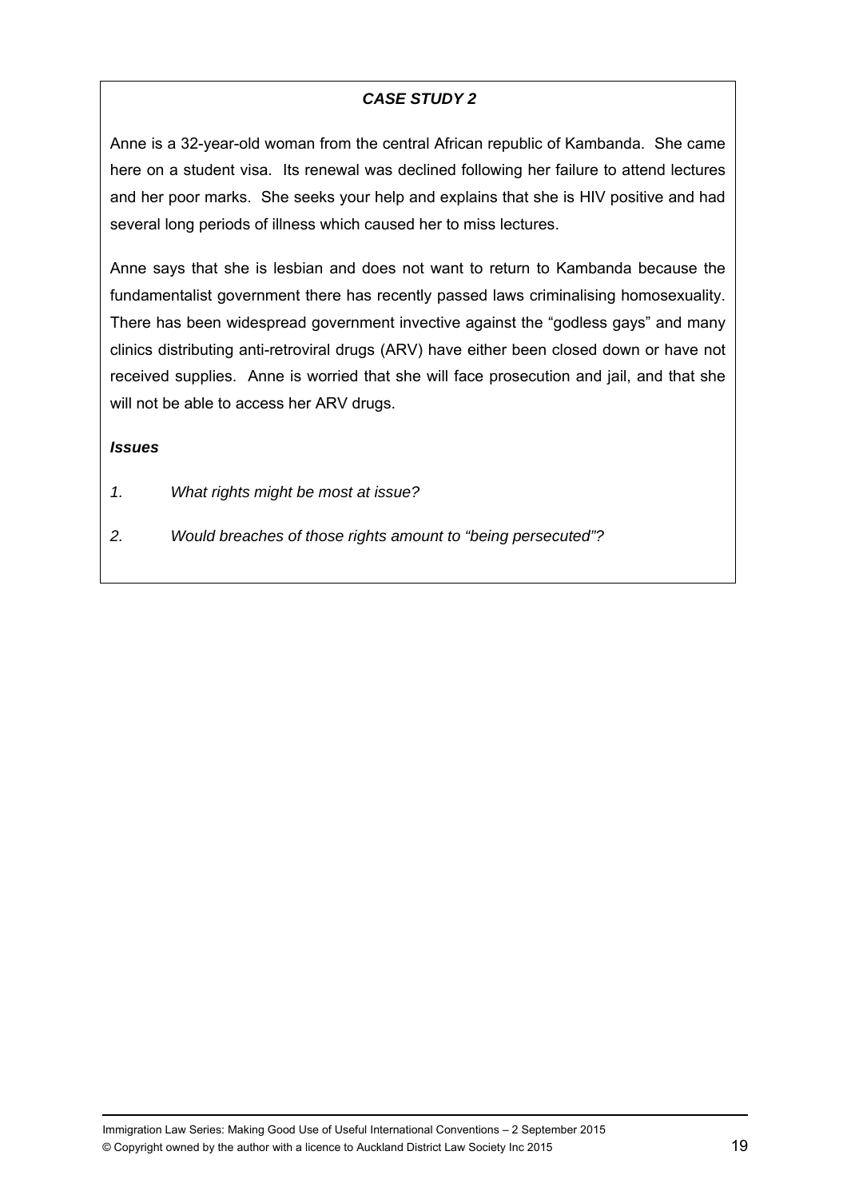### *CASE STUDY 2*

Anne is a 32-year-old woman from the central African republic of Kambanda. She came here on a student visa. Its renewal was declined following her failure to attend lectures and her poor marks. She seeks your help and explains that she is HIV positive and had several long periods of illness which caused her to miss lectures.

Anne says that she is lesbian and does not want to return to Kambanda because the fundamentalist government there has recently passed laws criminalising homosexuality. There has been widespread government invective against the "godless gays" and many clinics distributing anti-retroviral drugs (ARV) have either been closed down or have not received supplies. Anne is worried that she will face prosecution and jail, and that she will not be able to access her ARV drugs.

***Issues***

1. *What rights might be most at issue?*
2. *Would breaches of those rights amount to "being persecuted"?*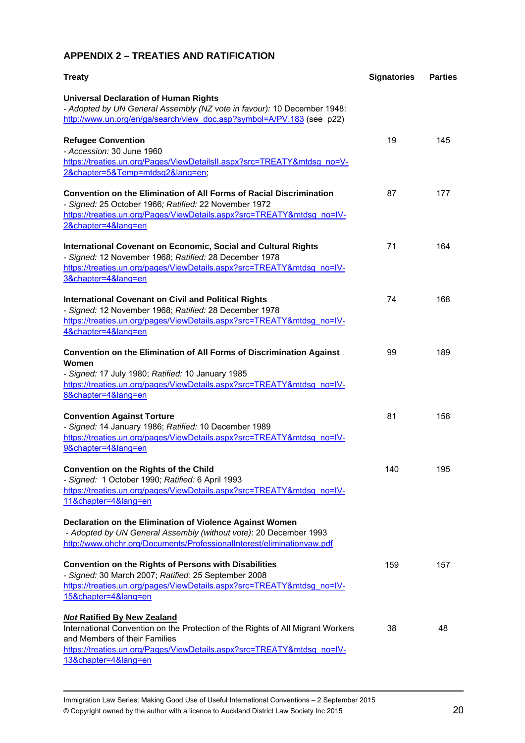## APPENDIX 2 – TREATIES AND RATIFICATION

| Treaty | Signatories | Parties |
|---|---|---|
| **Universal Declaration of Human Rights**<br>- *Adopted by UN General Assembly (NZ vote in favour):* 10 December 1948: http://www.un.org/en/ga/search/view_doc.asp?symbol=A/PV.183 (see p22) | | |
| **Refugee Convention**<br>- *Accession:* 30 June 1960<br>https://treaties.un.org/Pages/ViewDetailsII.aspx?src=TREATY&mtdsg_no=V-2&chapter=5&Temp=mtdsg2&lang=en; | 19 | 145 |
| **Convention on the Elimination of All Forms of Racial Discrimination**<br>- *Signed:* 25 October 1966*; Ratified:* 22 November 1972<br>https://treaties.un.org/Pages/ViewDetails.aspx?src=TREATY&mtdsg_no=IV-2&chapter=4&lang=en | 87 | 177 |
| **International Covenant on Economic, Social and Cultural Rights**<br>- *Signed:* 12 November 1968; *Ratified:* 28 December 1978<br>https://treaties.un.org/pages/ViewDetails.aspx?src=TREATY&mtdsg_no=IV-3&chapter=4&lang=en | 71 | 164 |
| **International Covenant on Civil and Political Rights**<br>- *Signed:* 12 November 1968; *Ratified:* 28 December 1978<br>https://treaties.un.org/pages/ViewDetails.aspx?src=TREATY&mtdsg_no=IV-4&chapter=4&lang=en | 74 | 168 |
| **Convention on the Elimination of All Forms of Discrimination Against Women**<br>- *Signed:* 17 July 1980; *Ratified:* 10 January 1985<br>https://treaties.un.org/pages/ViewDetails.aspx?src=TREATY&mtdsg_no=IV-8&chapter=4&lang=en | 99 | 189 |
| **Convention Against Torture**<br>- *Signed:* 14 January 1986; *Ratified:* 10 December 1989<br>https://treaties.un.org/pages/ViewDetails.aspx?src=TREATY&mtdsg_no=IV-9&chapter=4&lang=en | 81 | 158 |
| **Convention on the Rights of the Child**<br>- *Signed:* 1 October 1990; *Ratified:* 6 April 1993<br>https://treaties.un.org/pages/ViewDetails.aspx?src=TREATY&mtdsg_no=IV-11&chapter=4&lang=en | 140 | 195 |
| **Declaration on the Elimination of Violence Against Women**<br>- *Adopted by UN General Assembly (without vote)*: 20 December 1993<br>http://www.ohchr.org/Documents/ProfessionalInterest/eliminationvaw.pdf | | |
| **Convention on the Rights of Persons with Disabilities**<br>- *Signed:* 30 March 2007; *Ratified:* 25 September 2008<br>https://treaties.un.org/pages/ViewDetails.aspx?src=TREATY&mtdsg_no=IV-15&chapter=4&lang=en | 159 | 157 |
| ***Not* Ratified By New Zealand**<br>International Convention on the Protection of the Rights of All Migrant Workers and Members of their Families<br>https://treaties.un.org/Pages/ViewDetails.aspx?src=TREATY&mtdsg_no=IV-13&chapter=4&lang=en | 38 | 48 |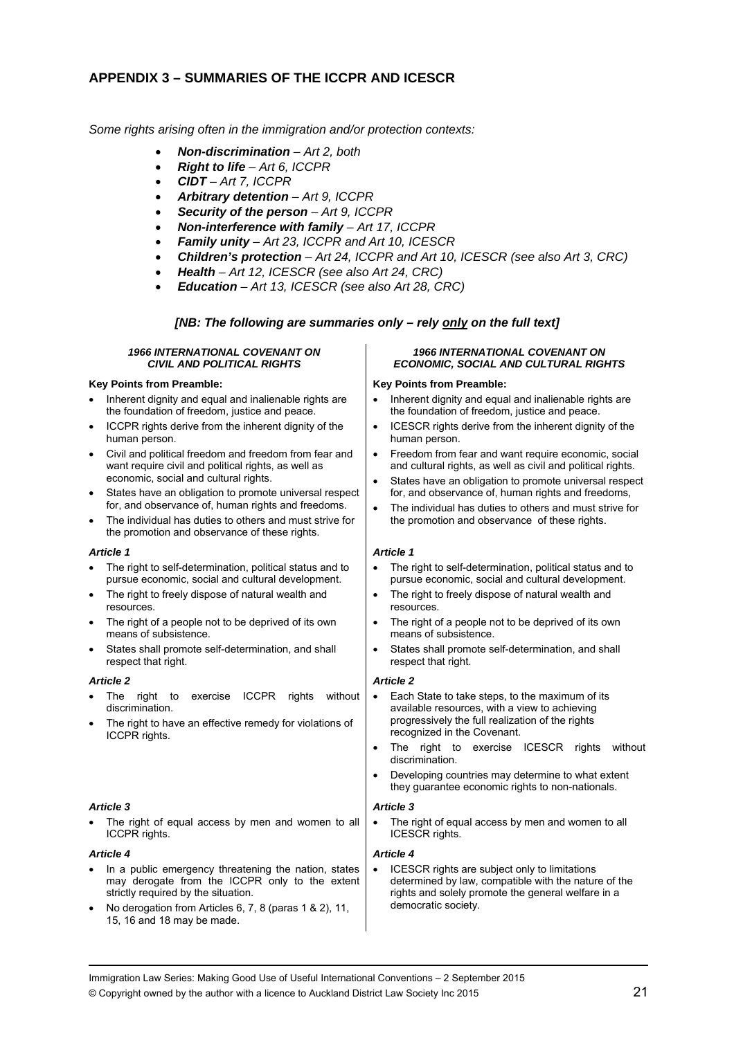## APPENDIX 3 – SUMMARIES OF THE ICCPR AND ICESCR

*Some rights arising often in the immigration and/or protection contexts:*

- ***Non-discrimination** – Art 2, both*
- ***Right to life** – Art 6, ICCPR*
- ***CIDT** – Art 7, ICCPR*
- ***Arbitrary detention** – Art 9, ICCPR*
- ***Security of the person** – Art 9, ICCPR*
- ***Non-interference with family** – Art 17, ICCPR*
- ***Family unity** – Art 23, ICCPR and Art 10, ICESCR*
- ***Children's protection** – Art 24, ICCPR and Art 10, ICESCR (see also Art 3, CRC)*
- ***Health** – Art 12, ICESCR (see also Art 24, CRC)*
- ***Education** – Art 13, ICESCR (see also Art 28, CRC)*

***[NB: The following are summaries only – rely only on the full text]***

### *1966 INTERNATIONAL COVENANT ON CIVIL AND POLITICAL RIGHTS*

**Key Points from Preamble:**

- Inherent dignity and equal and inalienable rights are the foundation of freedom, justice and peace.
- ICCPR rights derive from the inherent dignity of the human person.
- Civil and political freedom and freedom from fear and want require civil and political rights, as well as economic, social and cultural rights.
- States have an obligation to promote universal respect for, and observance of, human rights and freedoms.
- The individual has duties to others and must strive for the promotion and observance of these rights.

***Article 1***

- The right to self-determination, political status and to pursue economic, social and cultural development.
- The right to freely dispose of natural wealth and resources.
- The right of a people not to be deprived of its own means of subsistence.
- States shall promote self-determination, and shall respect that right.

***Article 2***

- The right to exercise ICCPR rights without discrimination.
- The right to have an effective remedy for violations of ICCPR rights.

***Article 3***

- The right of equal access by men and women to all ICCPR rights.

***Article 4***

- In a public emergency threatening the nation, states may derogate from the ICCPR only to the extent strictly required by the situation.
- No derogation from Articles 6, 7, 8 (paras 1 & 2), 11, 15, 16 and 18 may be made.

### *1966 INTERNATIONAL COVENANT ON ECONOMIC, SOCIAL AND CULTURAL RIGHTS*

**Key Points from Preamble:**

- Inherent dignity and equal and inalienable rights are the foundation of freedom, justice and peace.
- ICESCR rights derive from the inherent dignity of the human person.
- Freedom from fear and want require economic, social and cultural rights, as well as civil and political rights.
- States have an obligation to promote universal respect for, and observance of, human rights and freedoms,
- The individual has duties to others and must strive for the promotion and observance of these rights.

***Article 1***

- The right to self-determination, political status and to pursue economic, social and cultural development.
- The right to freely dispose of natural wealth and resources.
- The right of a people not to be deprived of its own means of subsistence.
- States shall promote self-determination, and shall respect that right.

***Article 2***

- Each State to take steps, to the maximum of its available resources, with a view to achieving progressively the full realization of the rights recognized in the Covenant.
- The right to exercise ICESCR rights without discrimination.
- Developing countries may determine to what extent they guarantee economic rights to non-nationals.

***Article 3***

- The right of equal access by men and women to all ICESCR rights.

***Article 4***

- ICESCR rights are subject only to limitations determined by law, compatible with the nature of the rights and solely promote the general welfare in a democratic society.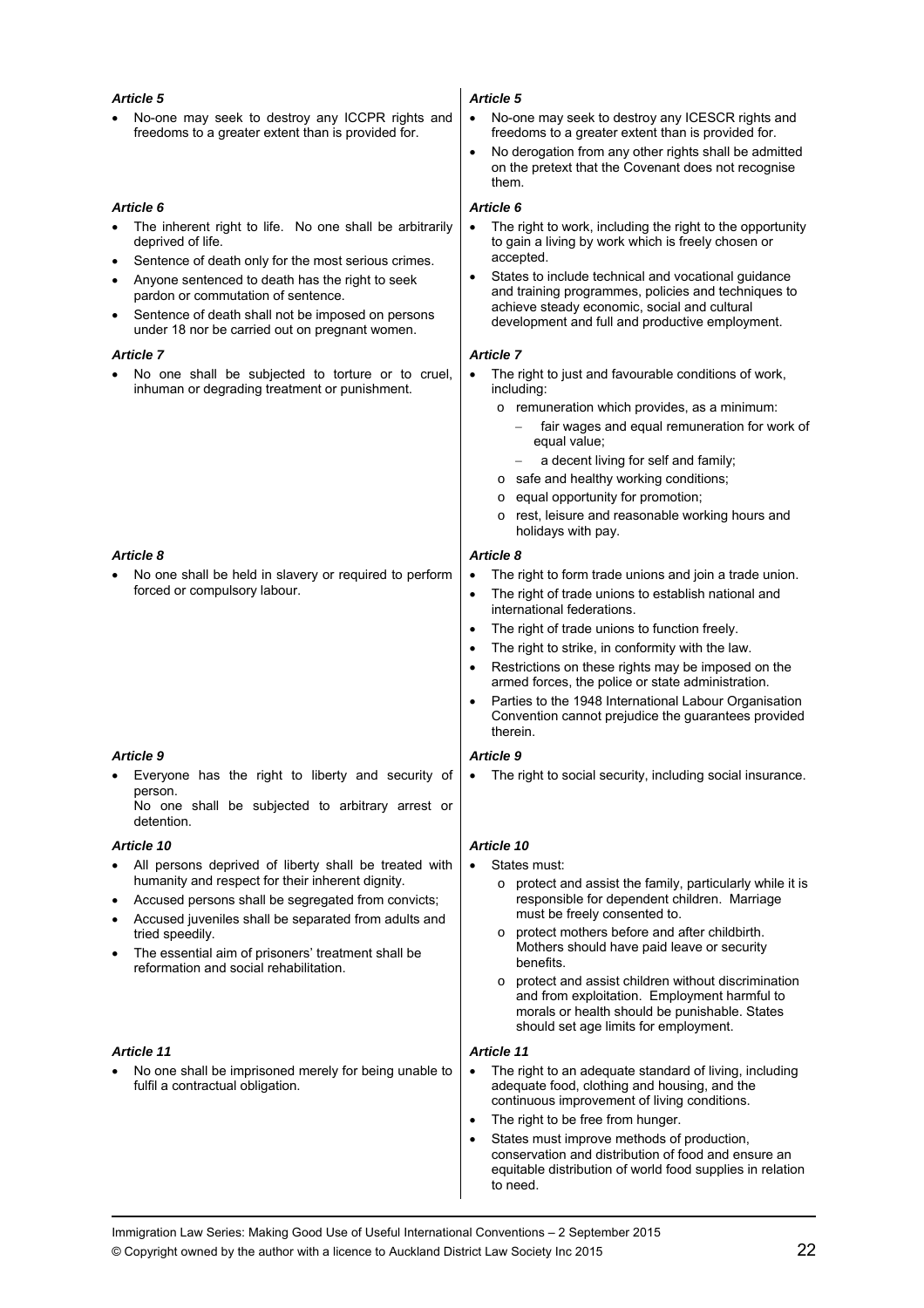| ICCPR | ICESCR |
|---|---|
| ***Article 5***<br>• No-one may seek to destroy any ICCPR rights and freedoms to a greater extent than is provided for. | ***Article 5***<br>• No-one may seek to destroy any ICESCR rights and freedoms to a greater extent than is provided for.<br>• No derogation from any other rights shall be admitted on the pretext that the Covenant does not recognise them. |
| ***Article 6***<br>• The inherent right to life. No one shall be arbitrarily deprived of life.<br>• Sentence of death only for the most serious crimes.<br>• Anyone sentenced to death has the right to seek pardon or commutation of sentence.<br>• Sentence of death shall not be imposed on persons under 18 nor be carried out on pregnant women. | ***Article 6***<br>• The right to work, including the right to the opportunity to gain a living by work which is freely chosen or accepted.<br>• States to include technical and vocational guidance and training programmes, policies and techniques to achieve steady economic, social and cultural development and full and productive employment. |
| ***Article 7***<br>• No one shall be subjected to torture or to cruel, inhuman or degrading treatment or punishment. | ***Article 7***<br>• The right to just and favourable conditions of work, including:<br>o remuneration which provides, as a minimum:<br>– fair wages and equal remuneration for work of equal value;<br>– a decent living for self and family;<br>o safe and healthy working conditions;<br>o equal opportunity for promotion;<br>o rest, leisure and reasonable working hours and holidays with pay. |
| ***Article 8***<br>• No one shall be held in slavery or required to perform forced or compulsory labour. | ***Article 8***<br>• The right to form trade unions and join a trade union.<br>• The right of trade unions to establish national and international federations.<br>• The right of trade unions to function freely.<br>• The right to strike, in conformity with the law.<br>• Restrictions on these rights may be imposed on the armed forces, the police or state administration.<br>• Parties to the 1948 International Labour Organisation Convention cannot prejudice the guarantees provided therein. |
| ***Article 9***<br>• Everyone has the right to liberty and security of person.<br>No one shall be subjected to arbitrary arrest or detention. | ***Article 9***<br>• The right to social security, including social insurance. |
| ***Article 10***<br>• All persons deprived of liberty shall be treated with humanity and respect for their inherent dignity.<br>• Accused persons shall be segregated from convicts;<br>• Accused juveniles shall be separated from adults and tried speedily.<br>• The essential aim of prisoners' treatment shall be reformation and social rehabilitation. | ***Article 10***<br>• States must:<br>o protect and assist the family, particularly while it is responsible for dependent children. Marriage must be freely consented to.<br>o protect mothers before and after childbirth. Mothers should have paid leave or security benefits.<br>o protect and assist children without discrimination and from exploitation. Employment harmful to morals or health should be punishable. States should set age limits for employment. |
| ***Article 11***<br>• No one shall be imprisoned merely for being unable to fulfil a contractual obligation. | ***Article 11***<br>• The right to an adequate standard of living, including adequate food, clothing and housing, and the continuous improvement of living conditions.<br>• The right to be free from hunger.<br>• States must improve methods of production, conservation and distribution of food and ensure an equitable distribution of world food supplies in relation to need. |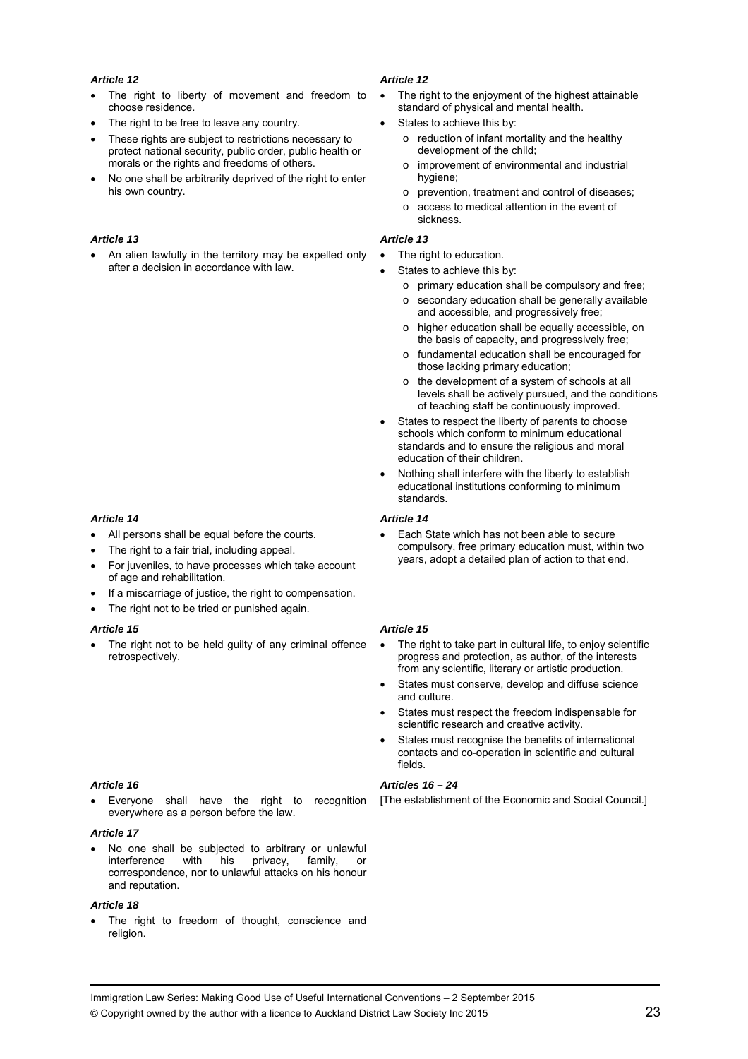### *Article 12*

- The right to liberty of movement and freedom to choose residence.
- The right to be free to leave any country.
- These rights are subject to restrictions necessary to protect national security, public order, public health or morals or the rights and freedoms of others.
- No one shall be arbitrarily deprived of the right to enter his own country.

### *Article 13*

- An alien lawfully in the territory may be expelled only after a decision in accordance with law.

### *Article 14*

- All persons shall be equal before the courts.
- The right to a fair trial, including appeal.
- For juveniles, to have processes which take account of age and rehabilitation.
- If a miscarriage of justice, the right to compensation.
- The right not to be tried or punished again.

### *Article 15*

- The right not to be held guilty of any criminal offence retrospectively.

### *Article 16*

- Everyone shall have the right to recognition everywhere as a person before the law.

### *Article 17*

- No one shall be subjected to arbitrary or unlawful interference with his privacy, family, or correspondence, nor to unlawful attacks on his honour and reputation.

### *Article 18*

- The right to freedom of thought, conscience and religion.

### *Article 12*

- The right to the enjoyment of the highest attainable standard of physical and mental health.
- States to achieve this by:
  - reduction of infant mortality and the healthy development of the child;
  - improvement of environmental and industrial hygiene;
  - prevention, treatment and control of diseases;
  - access to medical attention in the event of sickness.

### *Article 13*

- The right to education.
- States to achieve this by:
  - primary education shall be compulsory and free;
  - secondary education shall be generally available and accessible, and progressively free;
  - higher education shall be equally accessible, on the basis of capacity, and progressively free;
  - fundamental education shall be encouraged for those lacking primary education;
  - the development of a system of schools at all levels shall be actively pursued, and the conditions of teaching staff be continuously improved.
- States to respect the liberty of parents to choose schools which conform to minimum educational standards and to ensure the religious and moral education of their children.
- Nothing shall interfere with the liberty to establish educational institutions conforming to minimum standards.

### *Article 14*

- Each State which has not been able to secure compulsory, free primary education must, within two years, adopt a detailed plan of action to that end.

### *Article 15*

- The right to take part in cultural life, to enjoy scientific progress and protection, as author, of the interests from any scientific, literary or artistic production.
- States must conserve, develop and diffuse science and culture.
- States must respect the freedom indispensable for scientific research and creative activity.
- States must recognise the benefits of international contacts and co-operation in scientific and cultural fields.

### *Articles 16 – 24*

[The establishment of the Economic and Social Council.]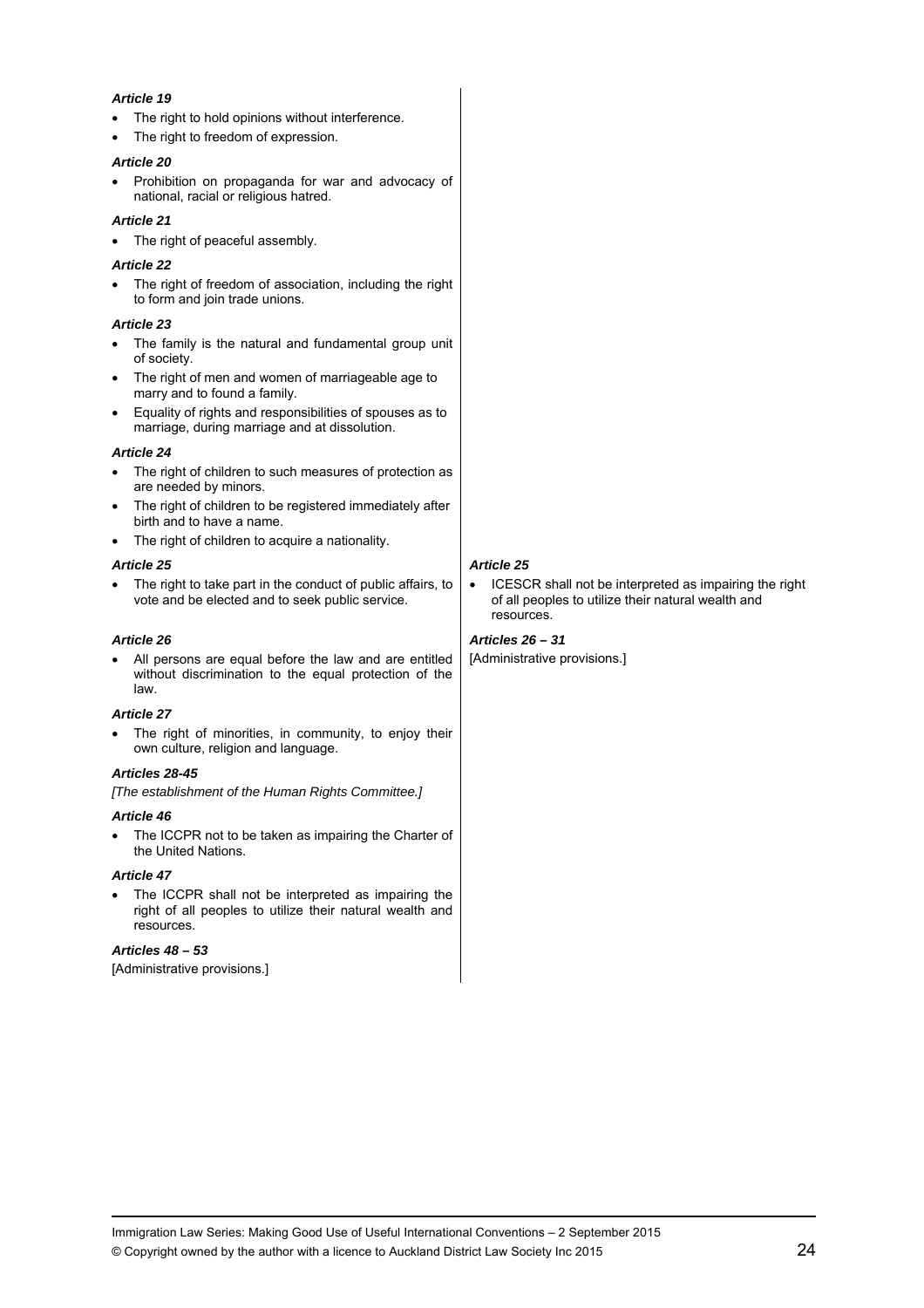***Article 19***

- The right to hold opinions without interference.
- The right to freedom of expression.

***Article 20***

- Prohibition on propaganda for war and advocacy of national, racial or religious hatred.

***Article 21***

- The right of peaceful assembly.

***Article 22***

- The right of freedom of association, including the right to form and join trade unions.

***Article 23***

- The family is the natural and fundamental group unit of society.
- The right of men and women of marriageable age to marry and to found a family.
- Equality of rights and responsibilities of spouses as to marriage, during marriage and at dissolution.

***Article 24***

- The right of children to such measures of protection as are needed by minors.
- The right of children to be registered immediately after birth and to have a name.
- The right of children to acquire a nationality.

***Article 25***

- The right to take part in the conduct of public affairs, to vote and be elected and to seek public service.

***Article 26***

- All persons are equal before the law and are entitled without discrimination to the equal protection of the law.

***Article 27***

- The right of minorities, in community, to enjoy their own culture, religion and language.

***Articles 28-45***

*[The establishment of the Human Rights Committee.]*

***Article 46***

- The ICCPR not to be taken as impairing the Charter of the United Nations.

***Article 47***

- The ICCPR shall not be interpreted as impairing the right of all peoples to utilize their natural wealth and resources.

***Articles 48 – 53***

[Administrative provisions.]

***Article 25***

- ICESCR shall not be interpreted as impairing the right of all peoples to utilize their natural wealth and resources.

***Articles 26 – 31***

[Administrative provisions.]